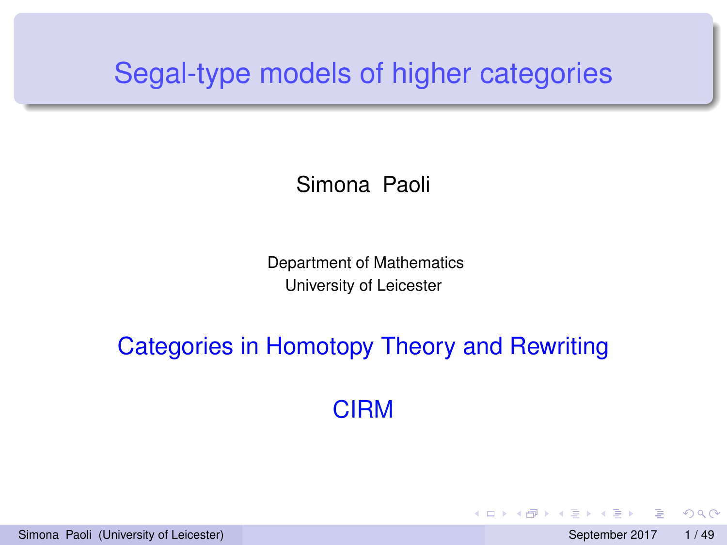# Segal-type models of higher categories

Simona Paoli

Department of Mathematics
University of Leicester

Categories in Homotopy Theory and Rewriting

CIRM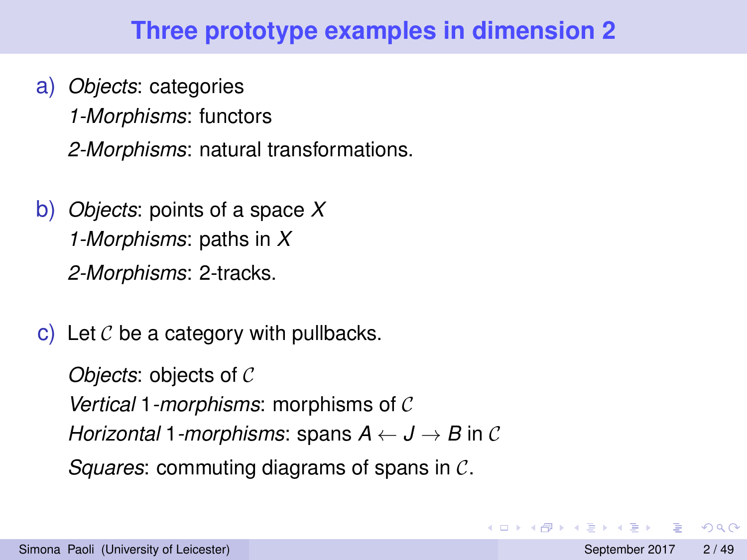# Three prototype examples in dimension 2

a) *Objects*: categories

   *1-Morphisms*: functors

   *2-Morphisms*: natural transformations.

b) *Objects*: points of a space $X$

   *1-Morphisms*: paths in $X$

   *2-Morphisms*: 2-tracks.

c) Let $\mathcal{C}$ be a category with pullbacks.

   *Objects*: objects of $\mathcal{C}$

   *Vertical* 1*-morphisms*: morphisms of $\mathcal{C}$

   *Horizontal* 1*-morphisms*: spans $A \leftarrow J \rightarrow B$ in $\mathcal{C}$

   *Squares*: commuting diagrams of spans in $\mathcal{C}$.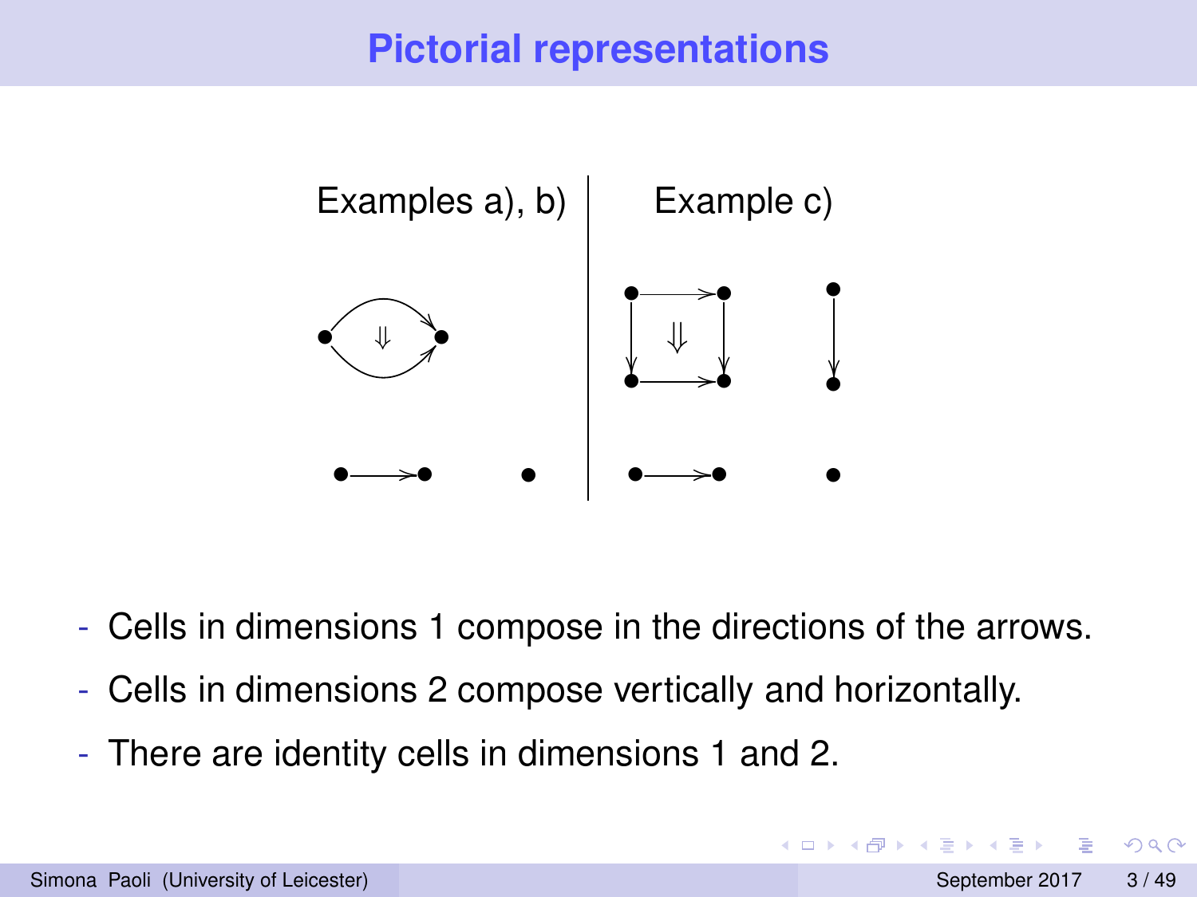# Pictorial representations

Examples a), b) | Example c)

- Cells in dimensions 1 compose in the directions of the arrows.
- Cells in dimensions 2 compose vertically and horizontally.
- There are identity cells in dimensions 1 and 2.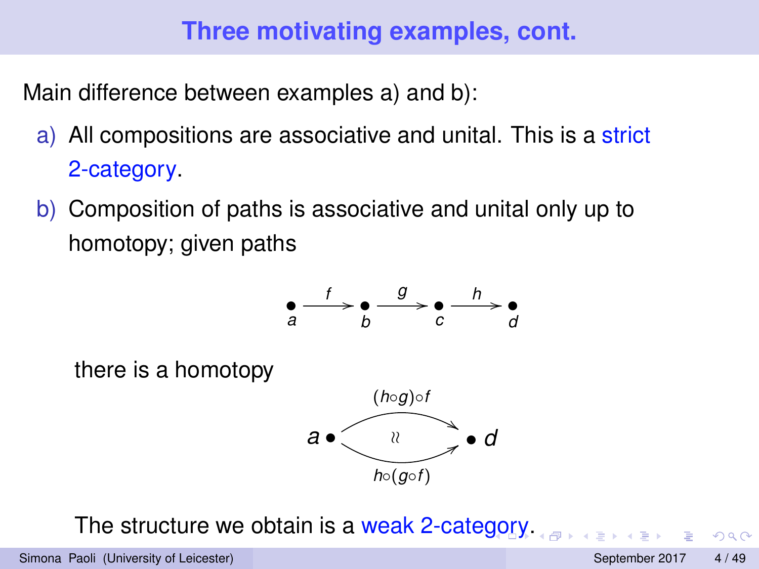## Three motivating examples, cont.

Main difference between examples a) and b):

a) All compositions are associative and unital. This is a strict 2-category.

b) Composition of paths is associative and unital only up to homotopy; given paths

$$a \xrightarrow{f} b \xrightarrow{g} c \xrightarrow{h} d$$

there is a homotopy

$$(h \circ g) \circ f \cong h \circ (g \circ f) \colon a \to d$$

The structure we obtain is a weak 2-category.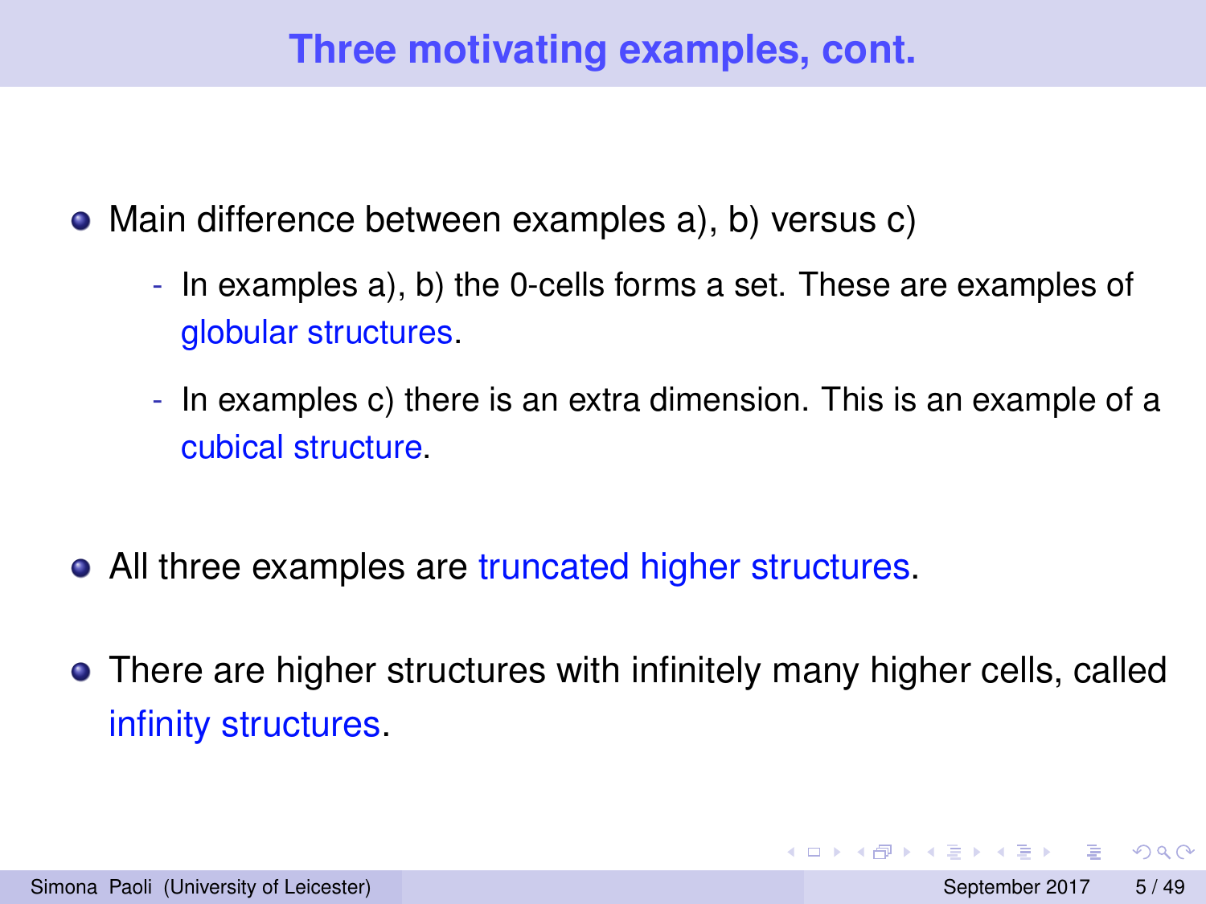## Three motivating examples, cont.

- Main difference between examples a), b) versus c)
  - In examples a), b) the 0-cells forms a set. These are examples of globular structures.
  - In examples c) there is an extra dimension. This is an example of a cubical structure.
- All three examples are truncated higher structures.
- There are higher structures with infinitely many higher cells, called infinity structures.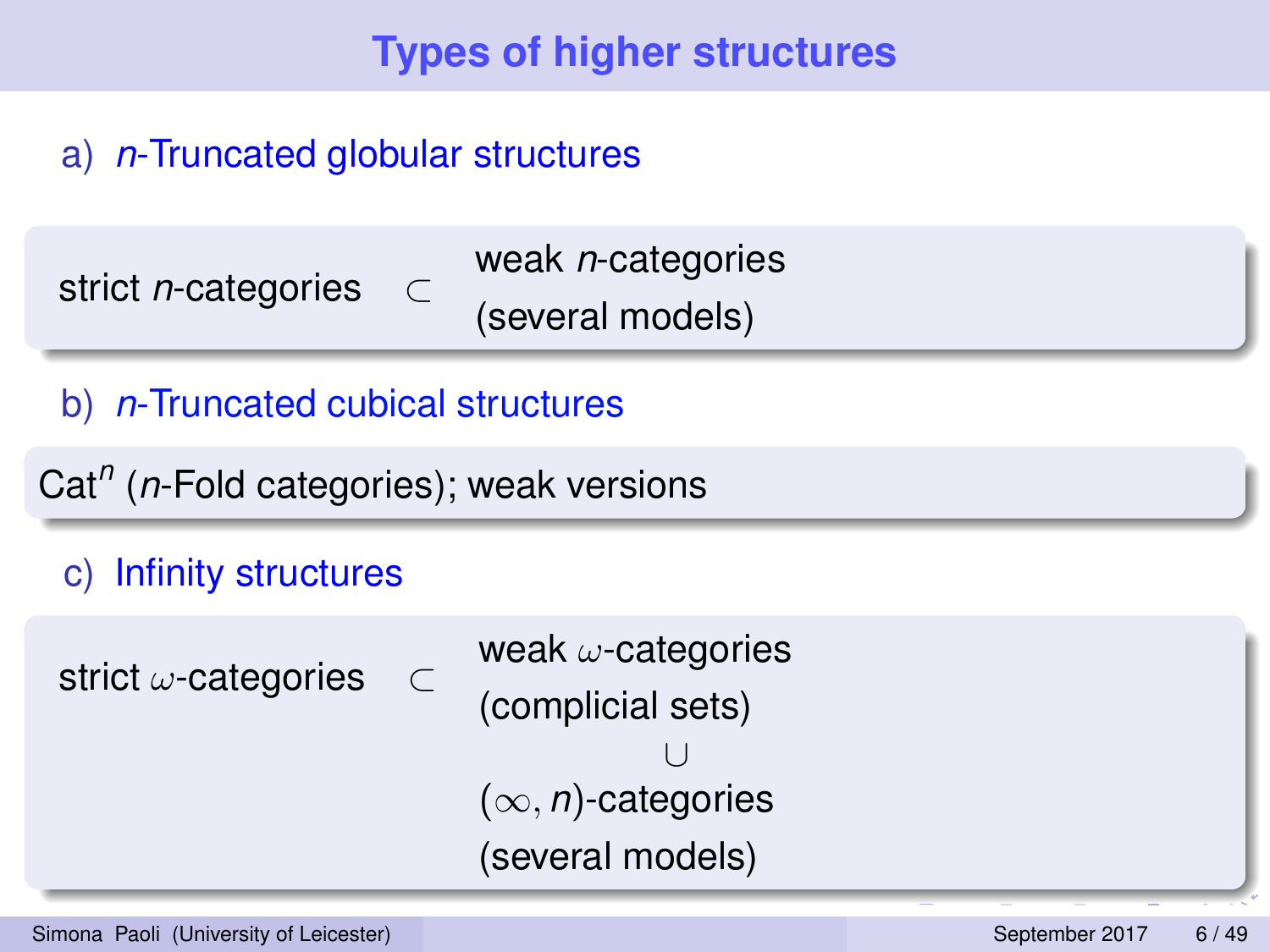# Types of higher structures

a) *n*-Truncated globular structures

strict $n$-categories $\subset$ weak $n$-categories (several models)

b) *n*-Truncated cubical structures

$\text{Cat}^n$ ($n$-Fold categories); weak versions

c) Infinity structures

strict $\omega$-categories $\subset$ weak $\omega$-categories (complicial sets)

$\cup$

$(\infty, n)$-categories (several models)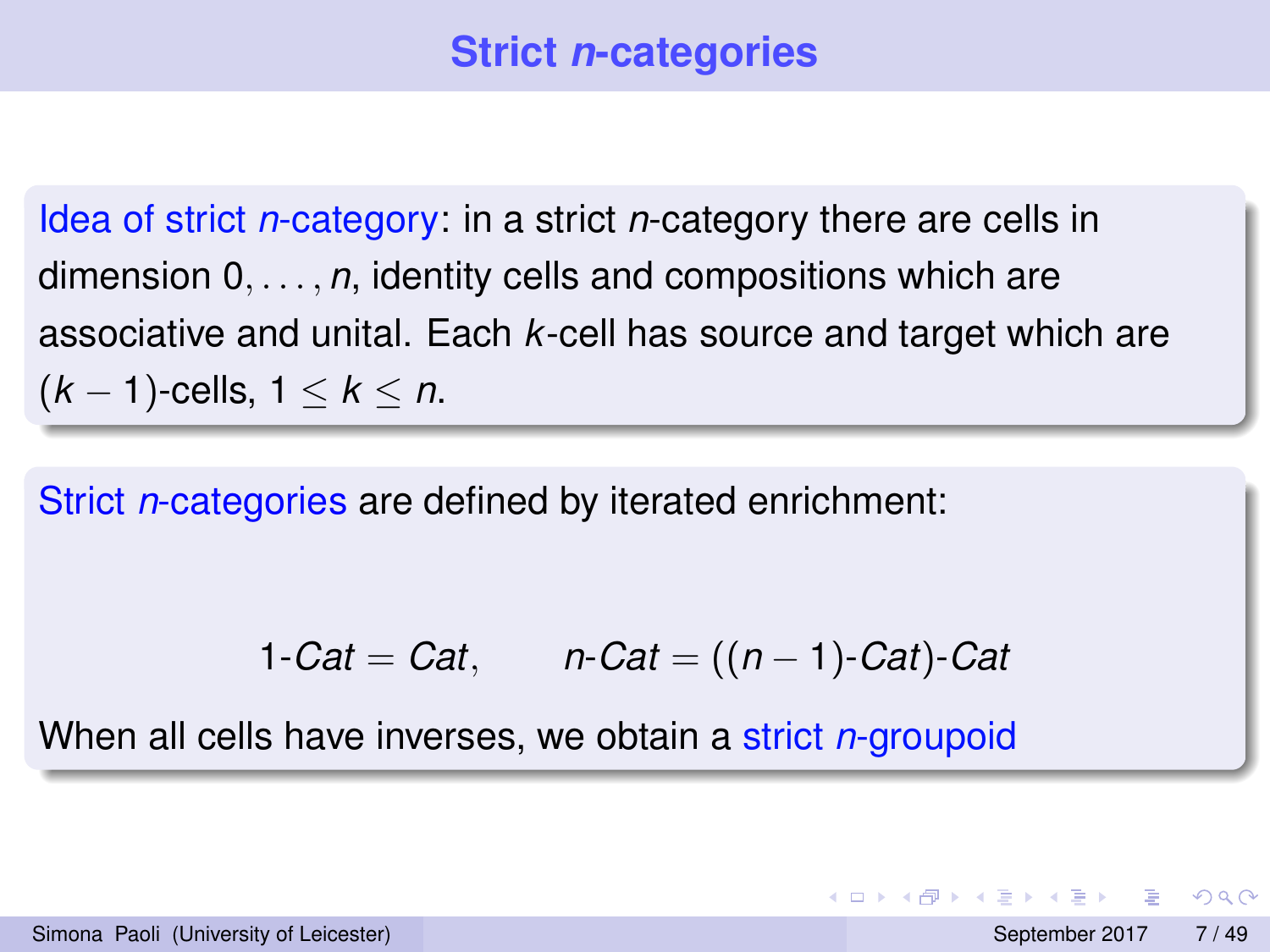# Strict $n$-categories

Idea of strict $n$-category: in a strict $n$-category there are cells in dimension $0, \ldots, n$, identity cells and compositions which are associative and unital. Each $k$-cell has source and target which are $(k-1)$-cells, $1 \leq k \leq n$.

Strict $n$-categories are defined by iterated enrichment:

$$1\text{-}Cat = Cat, \qquad n\text{-}Cat = ((n-1)\text{-}Cat)\text{-}Cat$$

When all cells have inverses, we obtain a strict $n$-groupoid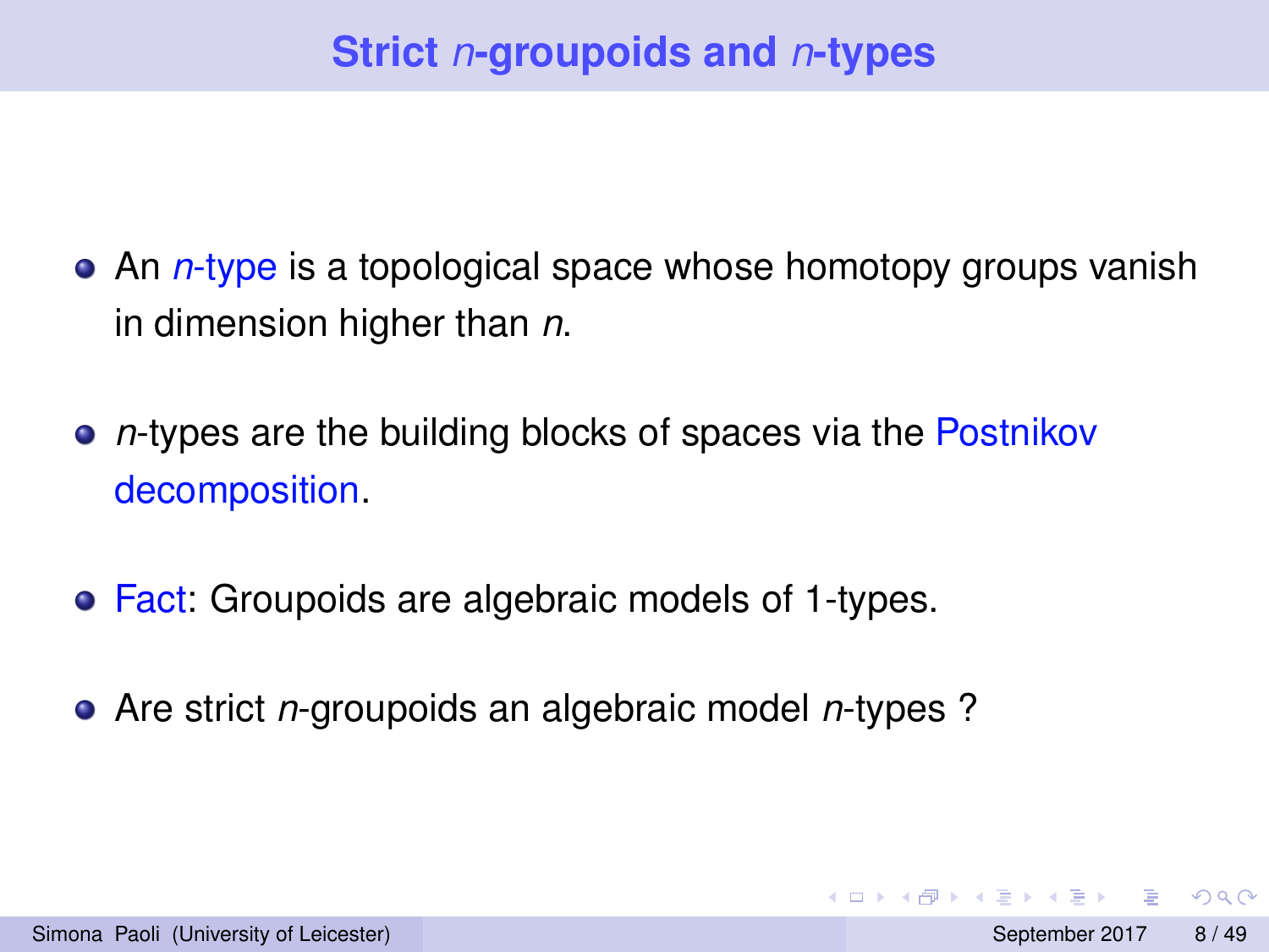# Strict *n*-groupoids and *n*-types

- An *n*-type is a topological space whose homotopy groups vanish in dimension higher than *n*.

- *n*-types are the building blocks of spaces via the Postnikov decomposition.

- Fact: Groupoids are algebraic models of 1-types.

- Are strict *n*-groupoids an algebraic model *n*-types ?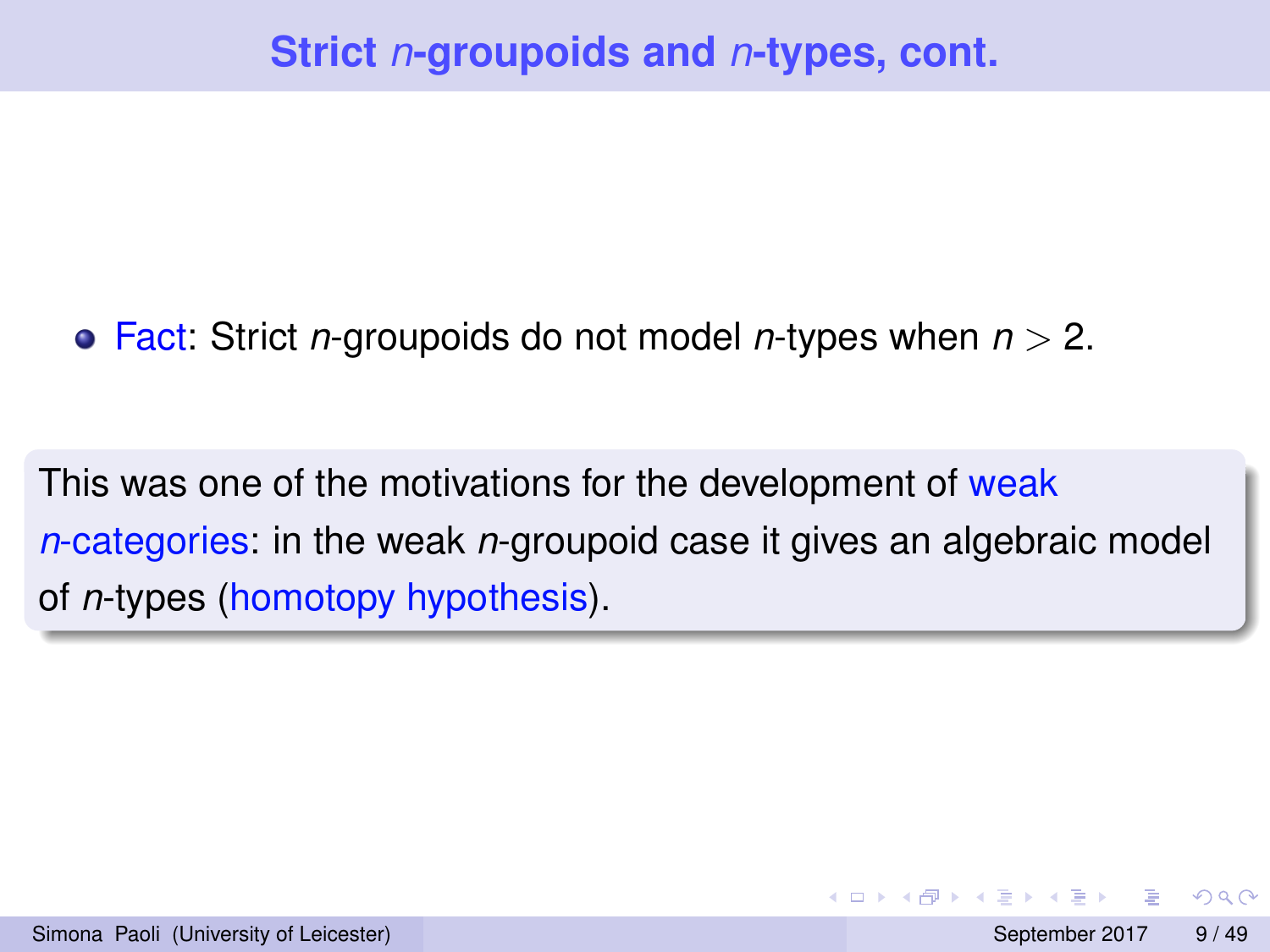# Strict $n$-groupoids and $n$-types, cont.

- Fact: Strict $n$-groupoids do not model $n$-types when $n > 2$.

This was one of the motivations for the development of weak $n$-categories: in the weak $n$-groupoid case it gives an algebraic model of $n$-types (homotopy hypothesis).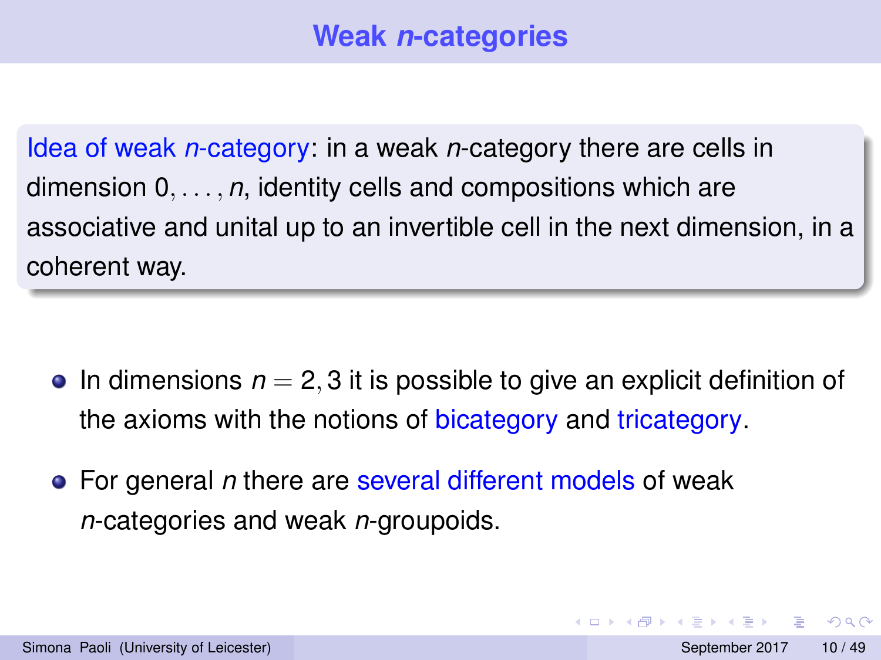# Weak $n$-categories

Idea of weak $n$-category: in a weak $n$-category there are cells in dimension $0, \ldots, n$, identity cells and compositions which are associative and unital up to an invertible cell in the next dimension, in a coherent way.

- In dimensions $n = 2, 3$ it is possible to give an explicit definition of the axioms with the notions of bicategory and tricategory.
- For general $n$ there are several different models of weak $n$-categories and weak $n$-groupoids.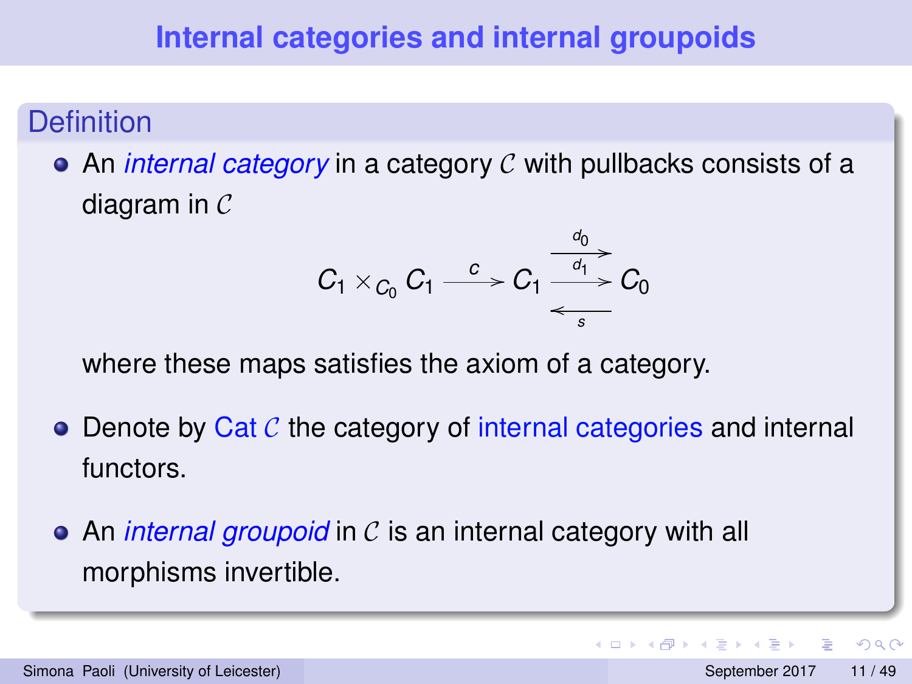# Internal categories and internal groupoids

## Definition

- An *internal category* in a category $\mathcal{C}$ with pullbacks consists of a diagram in $\mathcal{C}$

$$C_1 \times_{C_0} C_1 \xrightarrow{c} C_1 \underset{s}{\overset{\overset{d_0}{\longrightarrow}}{\underset{\longleftarrow}{\xrightarrow{d_1}}}} C_0$$

  where these maps satisfies the axiom of a category.

- Denote by Cat $\mathcal{C}$ the category of internal categories and internal functors.

- An *internal groupoid* in $\mathcal{C}$ is an internal category with all morphisms invertible.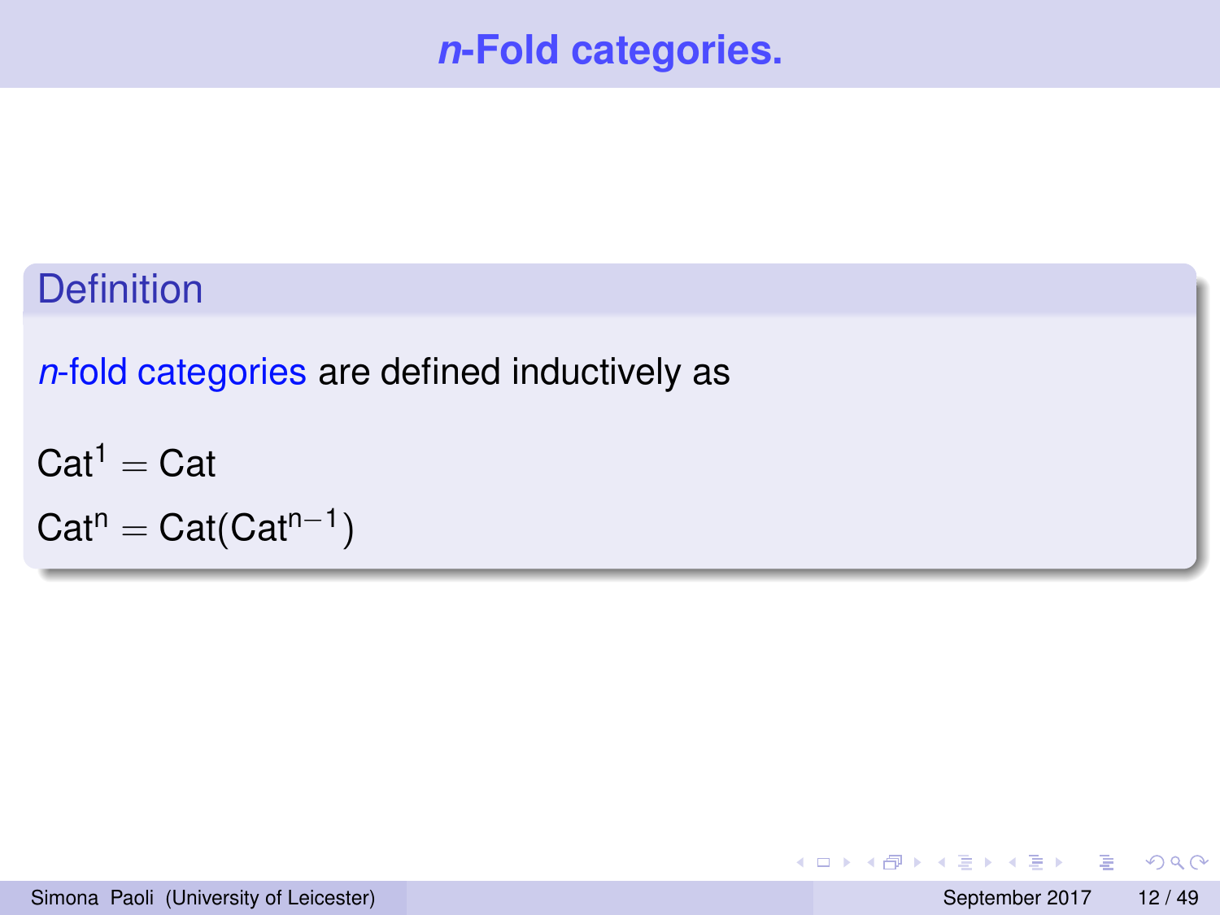# $n$-Fold categories.

**Definition**

*$n$-fold categories* are defined inductively as

$$\mathrm{Cat}^1 = \mathrm{Cat}$$

$$\mathrm{Cat}^n = \mathrm{Cat}(\mathrm{Cat}^{n-1})$$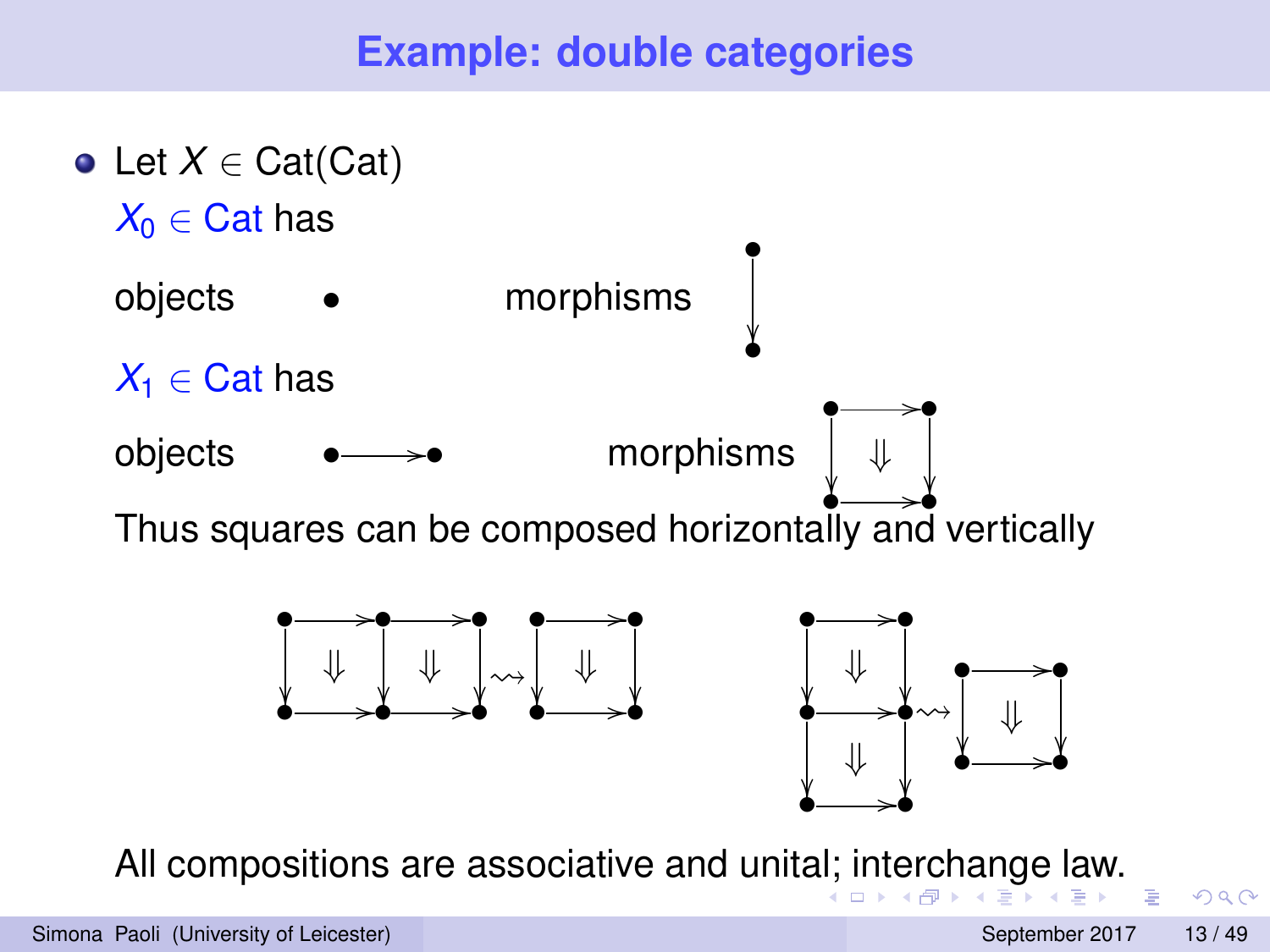# Example: double categories

- Let $X \in \mathrm{Cat}(\mathrm{Cat})$

  $X_0 \in \mathrm{Cat}$ has

  objects $\bullet$ morphisms $\bullet \downarrow \bullet$

  $X_1 \in \mathrm{Cat}$ has

  objects $\bullet \longrightarrow \bullet$ morphisms (squares $\Downarrow$)

  Thus squares can be composed horizontally and vertically

  All compositions are associative and unital; interchange law.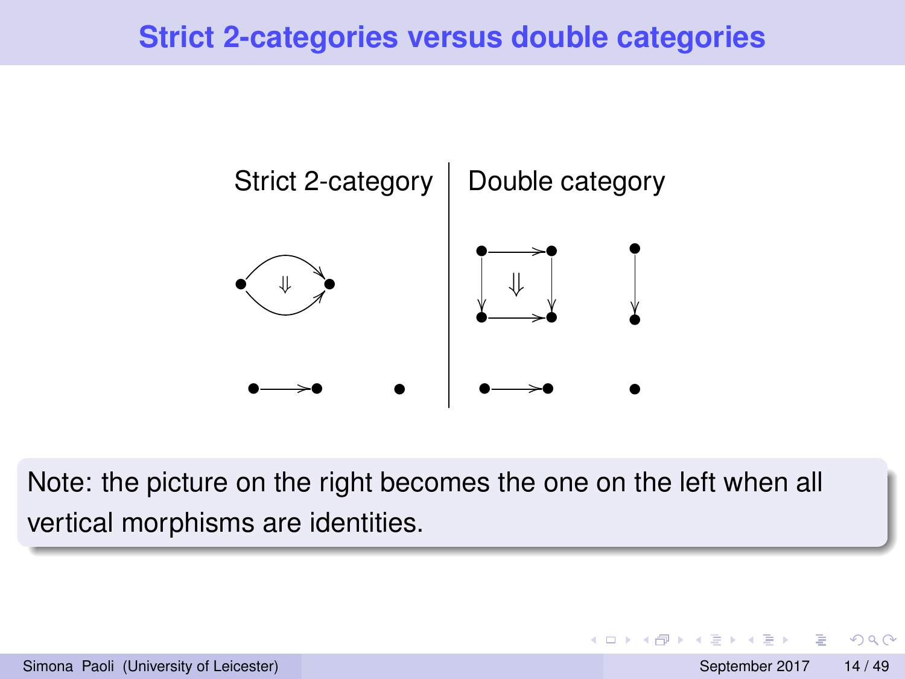# Strict 2-categories versus double categories

| Strict 2-category | Double category |
| --- | --- |

Note: the picture on the right becomes the one on the left when all vertical morphisms are identities.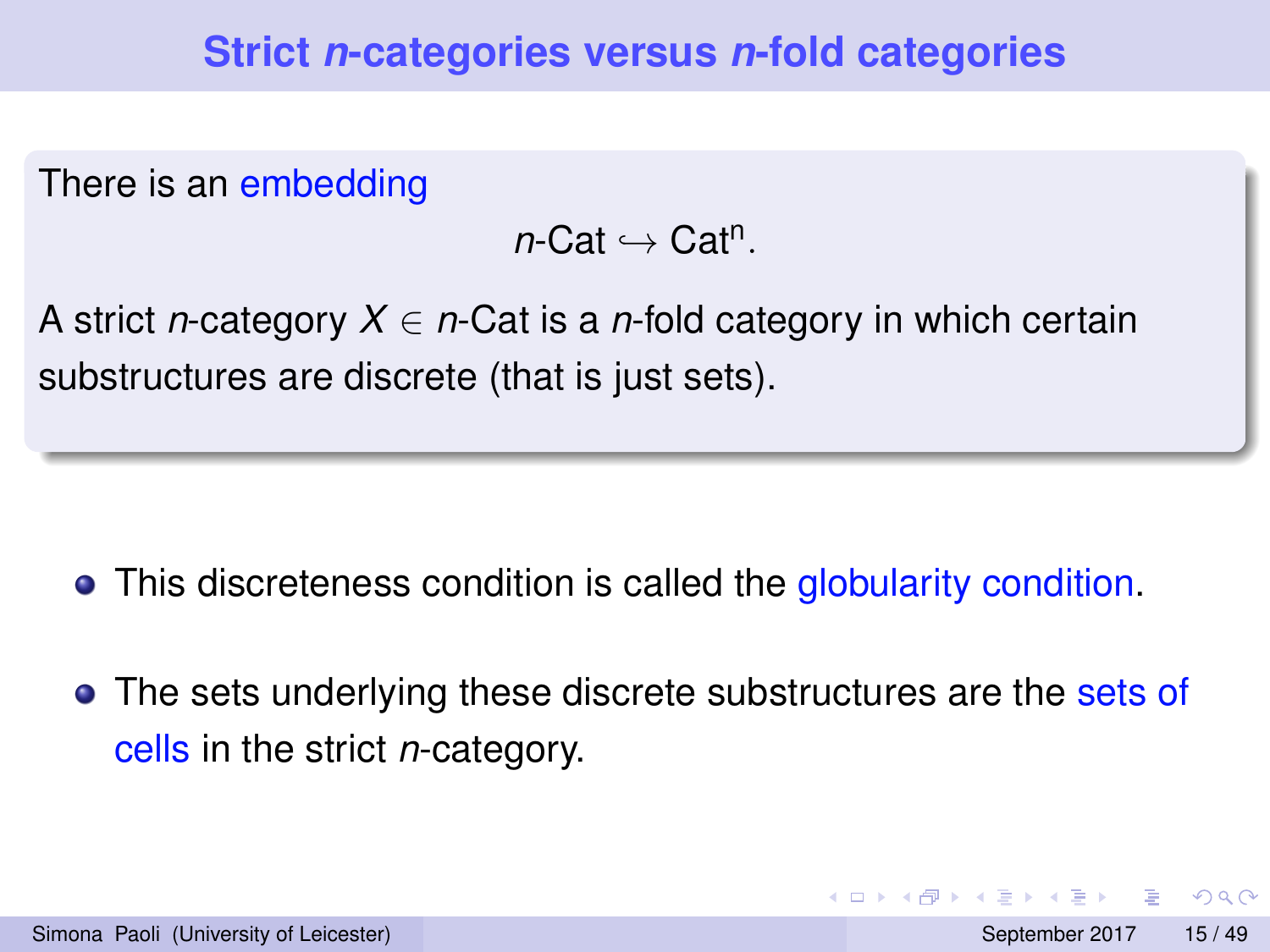# Strict $n$-categories versus $n$-fold categories

There is an embedding

$$n\text{-Cat} \hookrightarrow \text{Cat}^n.$$

A strict $n$-category $X \in n\text{-Cat}$ is a $n$-fold category in which certain substructures are discrete (that is just sets).

- This discreteness condition is called the globularity condition.
- The sets underlying these discrete substructures are the sets of cells in the strict $n$-category.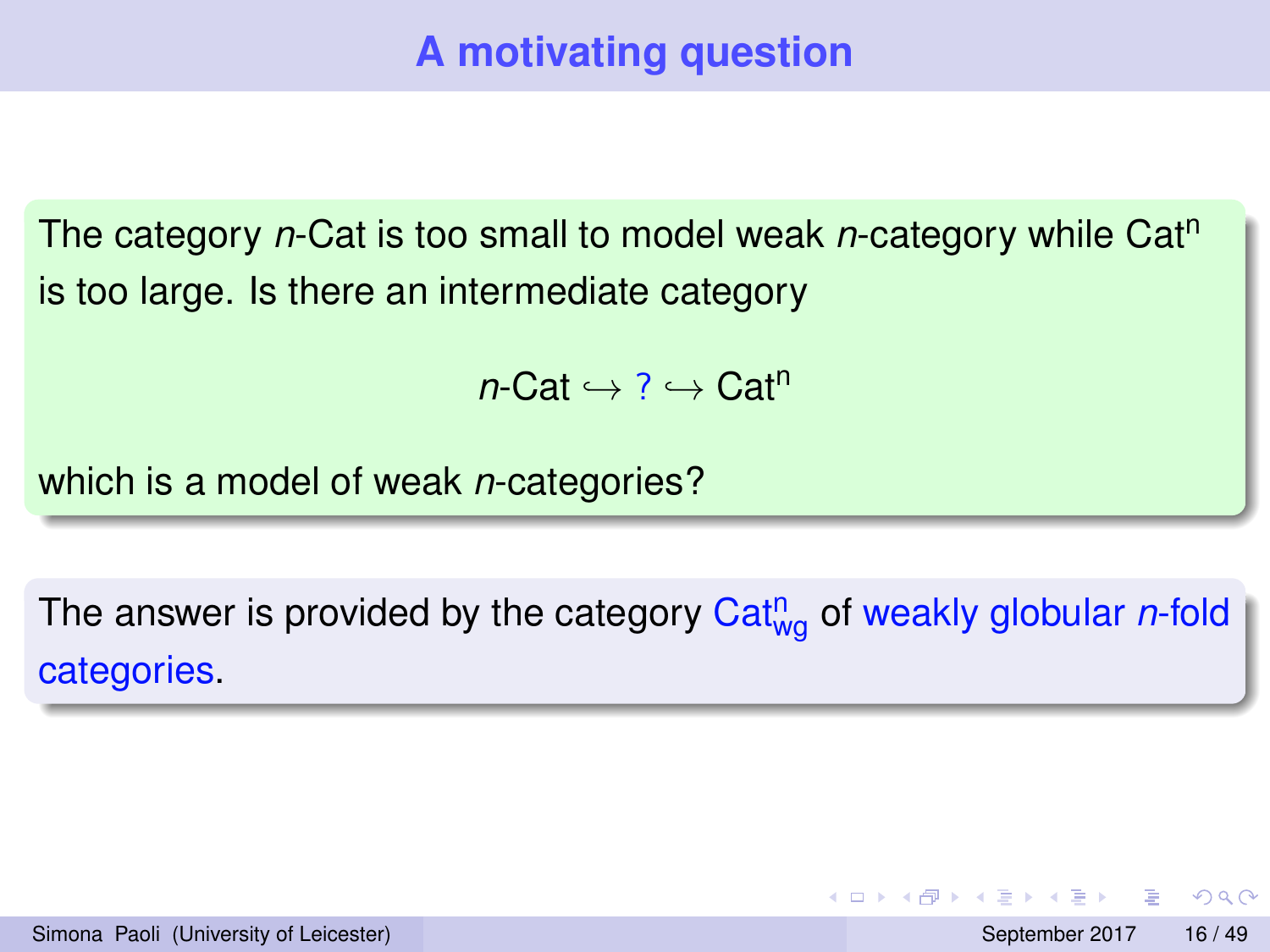# A motivating question

The category $n$-Cat is too small to model weak $n$-category while $\mathrm{Cat}^n$ is too large. Is there an intermediate category

$$n\text{-Cat} \hookrightarrow ? \hookrightarrow \mathrm{Cat}^n$$

which is a model of weak $n$-categories?

The answer is provided by the category $\mathrm{Cat}^n_{wg}$ of weakly globular $n$-fold categories.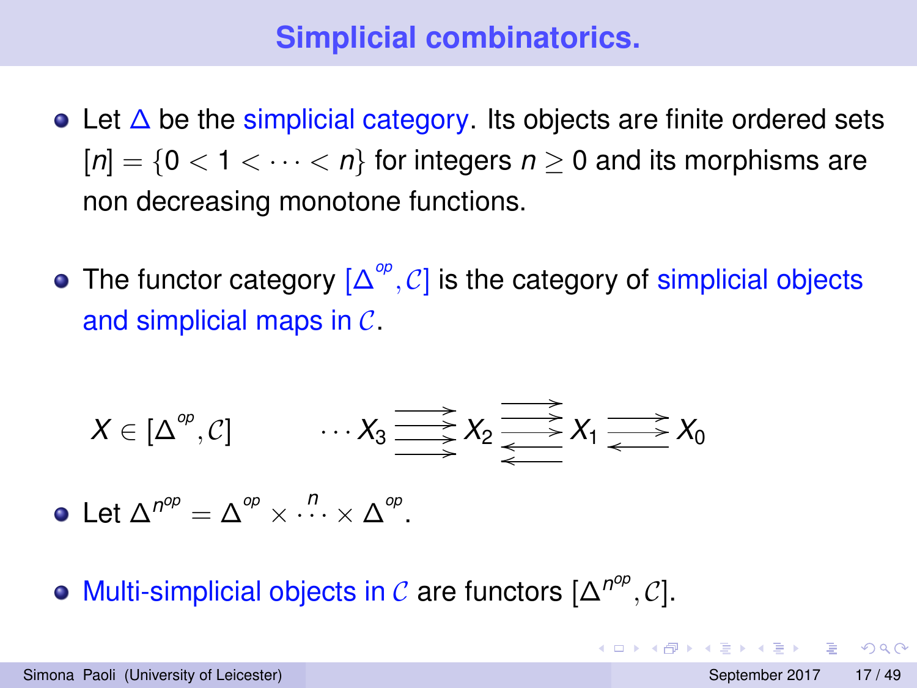# Simplicial combinatorics.

- Let $\Delta$ be the simplicial category. Its objects are finite ordered sets $[n] = \{0 < 1 < \cdots < n\}$ for integers $n \geq 0$ and its morphisms are non decreasing monotone functions.

- The functor category $[\Delta^{op}, \mathcal{C}]$ is the category of simplicial objects and simplicial maps in $\mathcal{C}$.

$$X \in [\Delta^{op}, \mathcal{C}] \qquad \cdots X_3 \begin{smallmatrix} \longrightarrow \\ \longrightarrow \\ \longrightarrow \\ \longrightarrow \end{smallmatrix} X_2 \begin{smallmatrix} \longrightarrow \\ \longrightarrow \\ \longrightarrow \\ \longleftarrow \\ \longleftarrow \end{smallmatrix} X_1 \begin{smallmatrix} \longrightarrow \\ \longrightarrow \\ \longleftarrow \end{smallmatrix} X_0$$

- Let $\Delta^{n^{op}} = \Delta^{op} \times \overset{n}{\cdots} \times \Delta^{op}$.

- Multi-simplicial objects in $\mathcal{C}$ are functors $[\Delta^{n^{op}}, \mathcal{C}]$.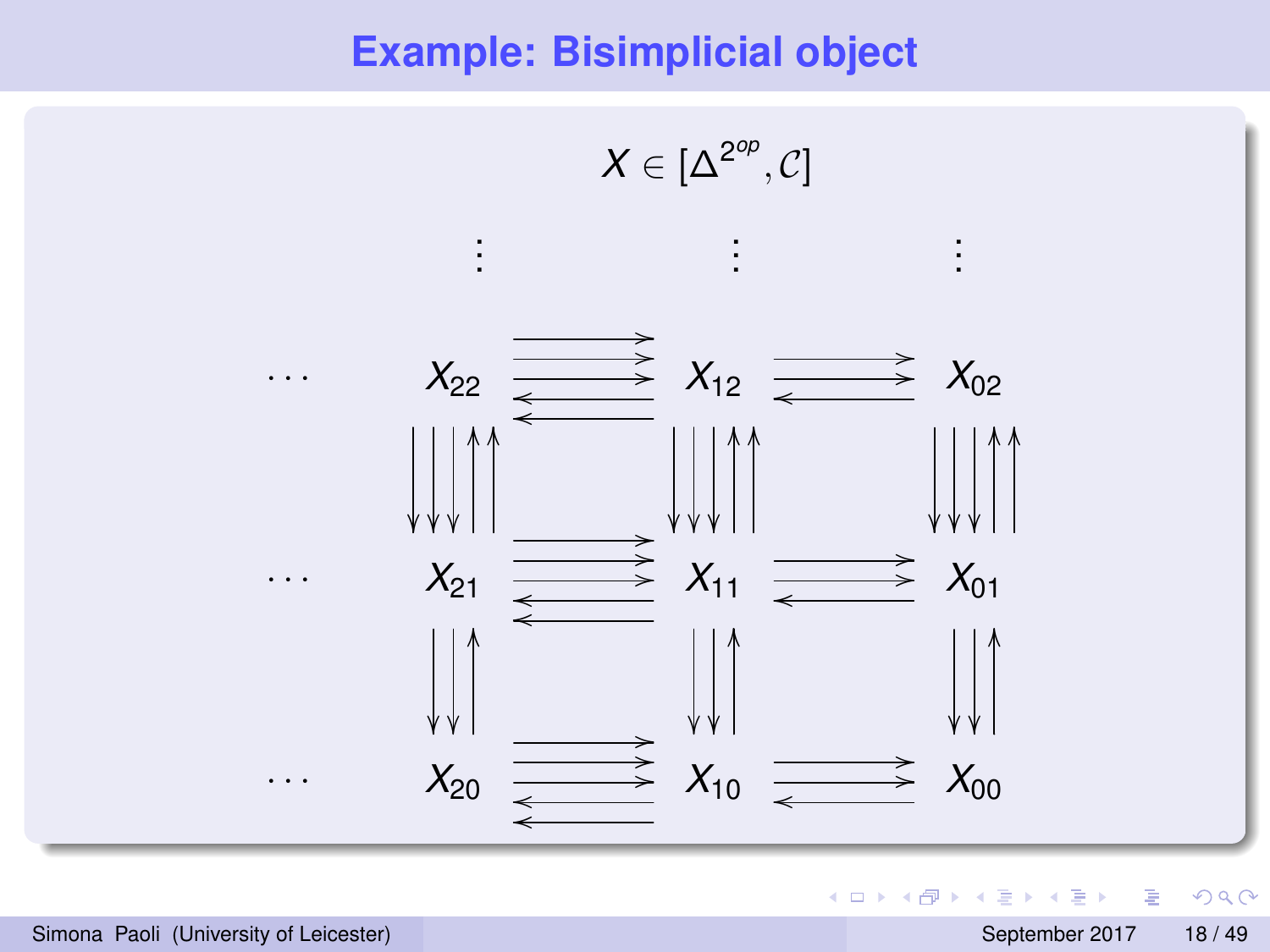# Example: Bisimplicial object

$$X \in [\Delta^{2^{op}}, \mathcal{C}]$$

$$
\begin{array}{ccccccc}
 & \vdots & & \vdots & & \vdots \\
\cdots & X_{22} & \substack{\rightarrow\\\rightarrow\\\rightarrow\\\leftarrow\\\leftarrow} & X_{12} & \substack{\rightarrow\\\rightarrow\\\leftarrow} & X_{02} \\
 & \downarrow\downarrow\downarrow\uparrow\uparrow & & \downarrow\downarrow\downarrow\uparrow\uparrow & & \downarrow\downarrow\downarrow\uparrow\uparrow \\
\cdots & X_{21} & \substack{\rightarrow\\\rightarrow\\\rightarrow\\\leftarrow\\\leftarrow} & X_{11} & \substack{\rightarrow\\\rightarrow\\\leftarrow} & X_{01} \\
 & \downarrow\downarrow\uparrow & & \downarrow\downarrow\uparrow & & \downarrow\downarrow\uparrow \\
\cdots & X_{20} & \substack{\rightarrow\\\rightarrow\\\rightarrow\\\leftarrow\\\leftarrow} & X_{10} & \substack{\rightarrow\\\rightarrow\\\leftarrow} & X_{00}
\end{array}
$$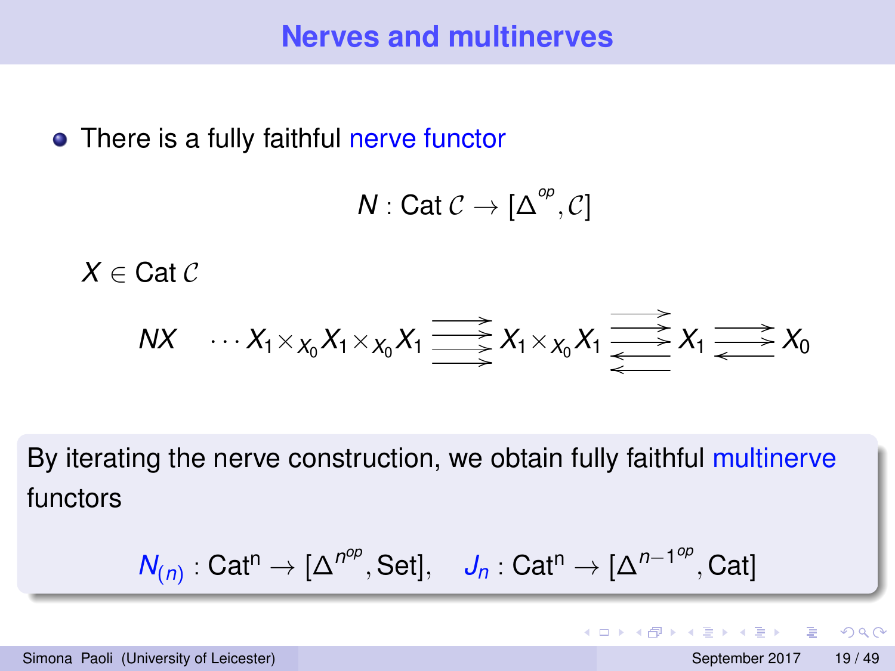# Nerves and multinerves

- There is a fully faithful nerve functor

$$N : \mathrm{Cat}\,\mathcal{C} \to [\Delta^{op}, \mathcal{C}]$$

$X \in \mathrm{Cat}\,\mathcal{C}$

$$NX \quad \cdots X_1 \times_{X_0} X_1 \times_{X_0} X_1 \rightrightarrows X_1 \times_{X_0} X_1 \rightrightarrows X_1 \rightrightarrows X_0$$

By iterating the nerve construction, we obtain fully faithful multinerve functors

$$N_{(n)} : \mathrm{Cat}^n \to [\Delta^{n^{op}}, \mathrm{Set}], \quad J_n : \mathrm{Cat}^n \to [\Delta^{n-1^{op}}, \mathrm{Cat}]$$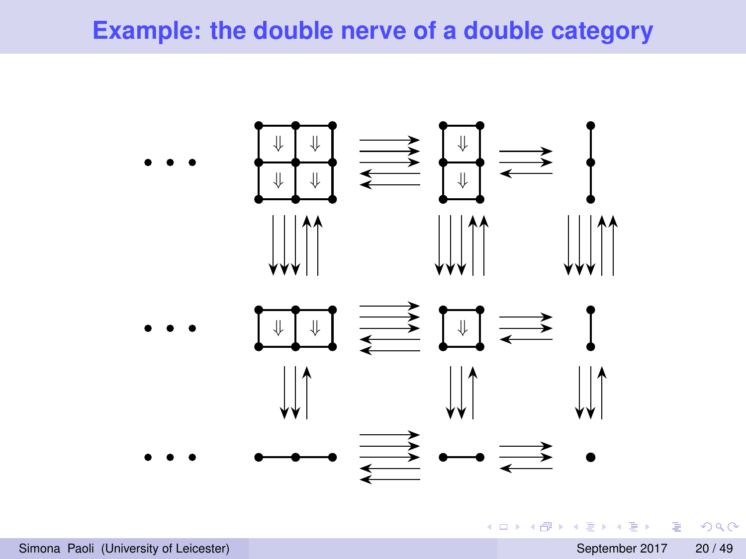# Example: the double nerve of a double category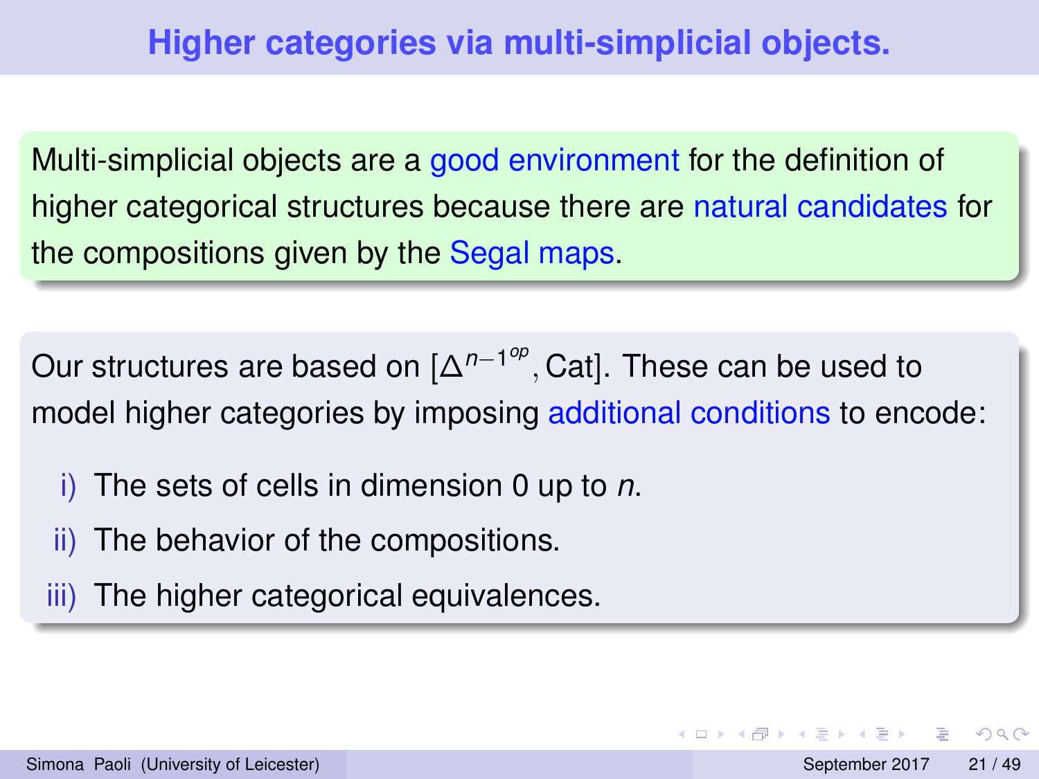# Higher categories via multi-simplicial objects.

Multi-simplicial objects are a good environment for the definition of higher categorical structures because there are natural candidates for the compositions given by the Segal maps.

Our structures are based on $[\Delta^{n-1^{op}}, \mathrm{Cat}]$. These can be used to model higher categories by imposing additional conditions to encode:

i) The sets of cells in dimension 0 up to $n$.

ii) The behavior of the compositions.

iii) The higher categorical equivalences.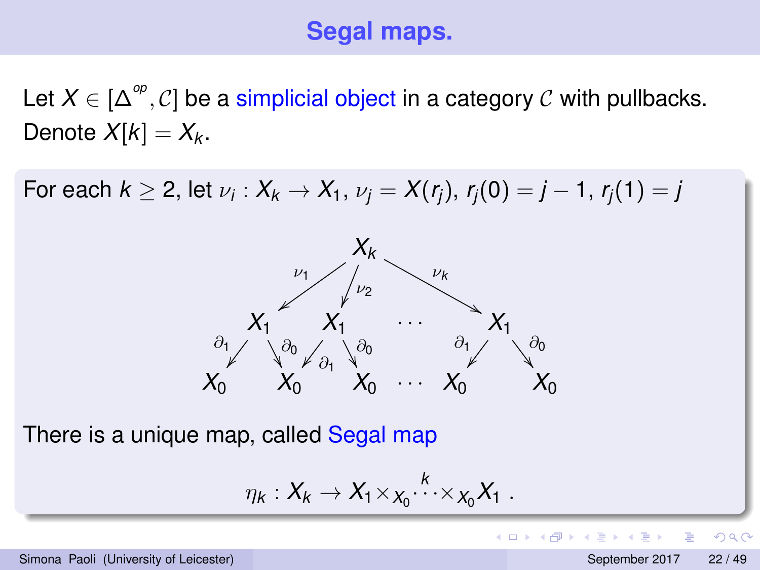# Segal maps.

Let $X \in [\Delta^{op}, \mathcal{C}]$ be a simplicial object in a category $\mathcal{C}$ with pullbacks. Denote $X[k] = X_k$.

For each $k \geq 2$, let $\nu_i : X_k \to X_1$, $\nu_j = X(r_j)$, $r_j(0) = j-1$, $r_j(1) = j$

$$
\begin{array}{ccccccccc}
 & & & & X_k & & & & \\
 & & \swarrow^{\nu_1} & & \downarrow^{\nu_2} & & \searrow^{\nu_k} & & \\
 & X_1 & & & X_1 & & \cdots & X_1 & \\
 {}^{\partial_1}\swarrow & & \searrow^{\partial_0} & {}^{\partial_1}\swarrow & & \searrow^{\partial_0} & & {}^{\partial_1}\swarrow & \searrow^{\partial_0} \\
X_0 & & X_0 & & X_0 & \cdots & X_0 & & X_0
\end{array}
$$

There is a unique map, called Segal map

$$\eta_k : X_k \to X_1 \times_{X_0} \overset{k}{\cdots} \times_{X_0} X_1 \ .$$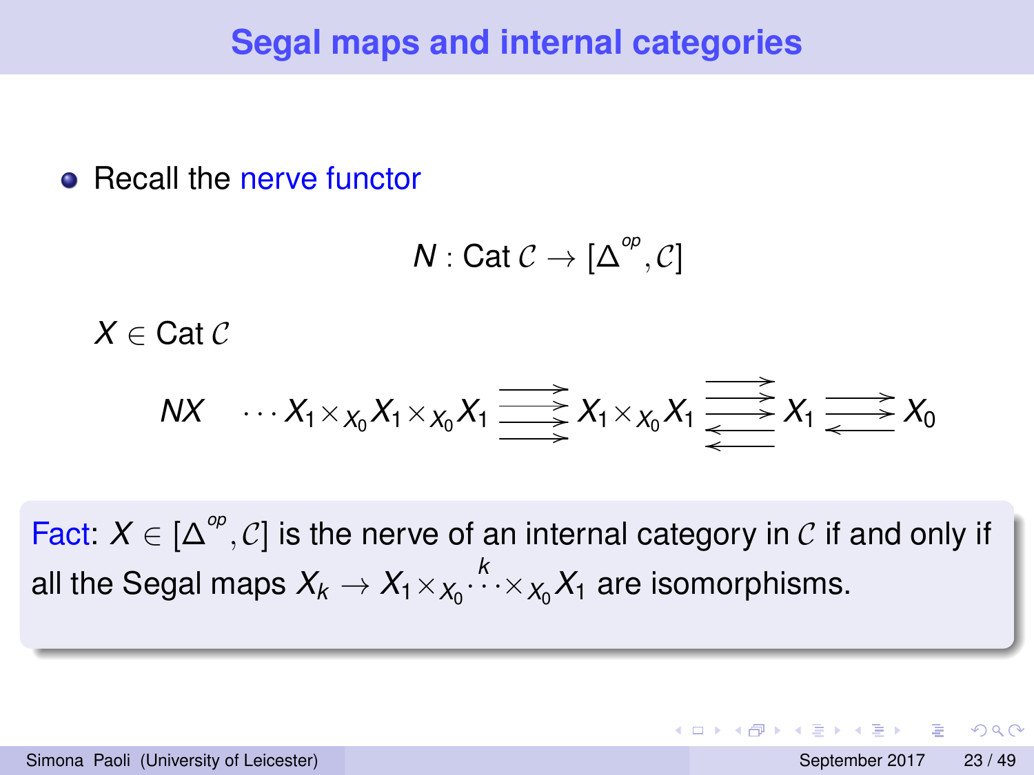# Segal maps and internal categories

- Recall the nerve functor

$$N : \mathrm{Cat}\,\mathcal{C} \to [\Delta^{op}, \mathcal{C}]$$

$X \in \mathrm{Cat}\,\mathcal{C}$

$$NX \quad \cdots X_1 \times_{X_0} X_1 \times_{X_0} X_1 \; \substack{\longrightarrow \\ \longrightarrow \\ \longrightarrow \\ \longrightarrow} \; X_1 \times_{X_0} X_1 \; \substack{\longrightarrow \\ \longrightarrow \\ \longrightarrow \\ \longleftarrow \\ \longleftarrow} \; X_1 \; \substack{\longrightarrow \\ \longrightarrow \\ \longleftarrow} \; X_0$$

**Fact**: $X \in [\Delta^{op}, \mathcal{C}]$ is the nerve of an internal category in $\mathcal{C}$ if and only if all the Segal maps $X_k \to X_1 \times_{X_0} \overset{k}{\cdots} \times_{X_0} X_1$ are isomorphisms.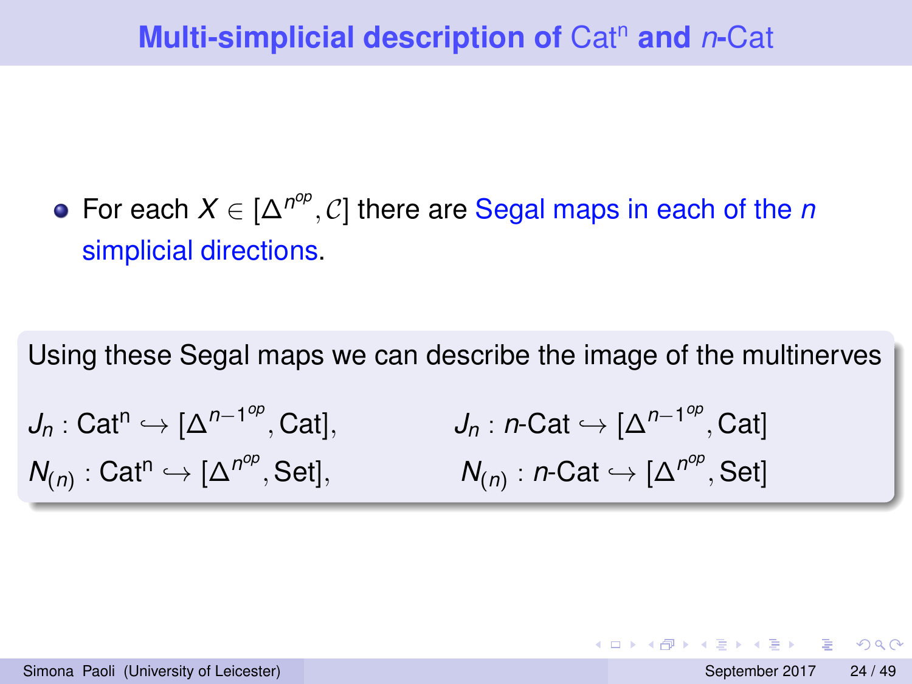# Multi-simplicial description of $\mathsf{Cat}^n$ and $n$-$\mathsf{Cat}$

- For each $X \in [\Delta^{n^{op}}, \mathcal{C}]$ there are Segal maps in each of the $n$ simplicial directions.

Using these Segal maps we can describe the image of the multinerves

$$J_n : \mathsf{Cat}^n \hookrightarrow [\Delta^{n-1^{op}}, \mathsf{Cat}], \qquad J_n : n\text{-}\mathsf{Cat} \hookrightarrow [\Delta^{n-1^{op}}, \mathsf{Cat}]$$

$$N_{(n)} : \mathsf{Cat}^n \hookrightarrow [\Delta^{n^{op}}, \mathsf{Set}], \qquad N_{(n)} : n\text{-}\mathsf{Cat} \hookrightarrow [\Delta^{n^{op}}, \mathsf{Set}]$$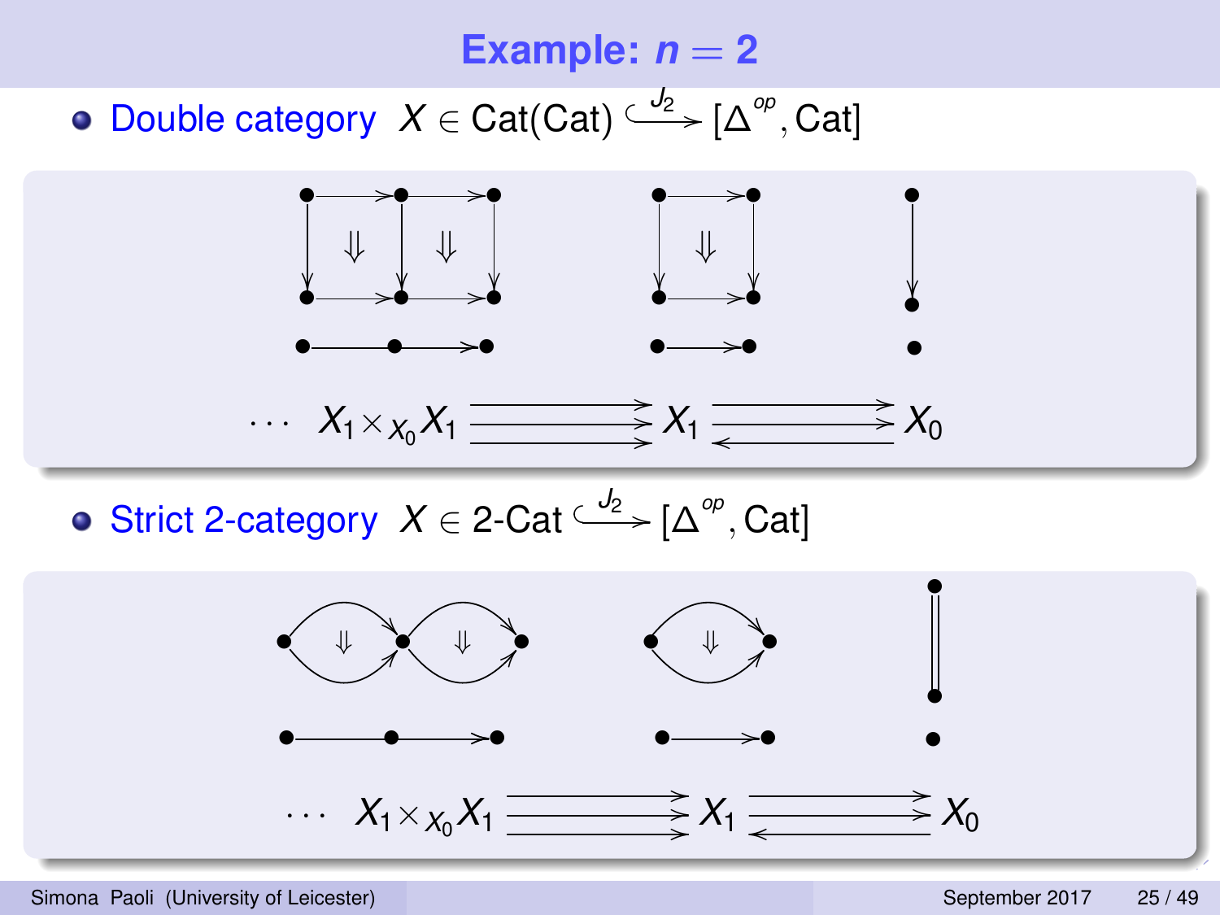# Example: $n = 2$

- Double category $X \in \text{Cat}(\text{Cat}) \xhookrightarrow{J_2} [\Delta^{op}, \text{Cat}]$

$$\cdots \quad X_1 \times_{X_0} X_1 \;\substack{\longrightarrow \\ \longrightarrow \\ \longrightarrow}\; X_1 \;\substack{\longrightarrow \\ \longrightarrow \\ \longleftarrow}\; X_0$$

- Strict 2-category $X \in 2\text{-Cat} \xhookrightarrow{J_2} [\Delta^{op}, \text{Cat}]$

$$\cdots \quad X_1 \times_{X_0} X_1 \;\substack{\longrightarrow \\ \longrightarrow \\ \longrightarrow}\; X_1 \;\substack{\longrightarrow \\ \longrightarrow \\ \longleftarrow}\; X_0$$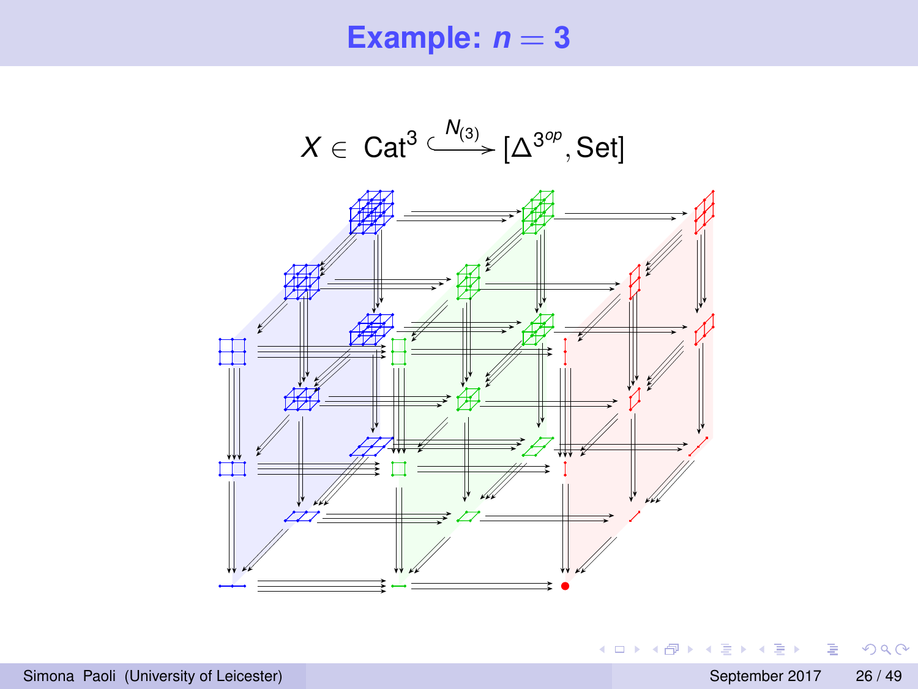# Example: $n = 3$

$$X \in \mathsf{Cat}^3 \xhookrightarrow{N_{(3)}} [\Delta^{3^{op}}, \mathsf{Set}]$$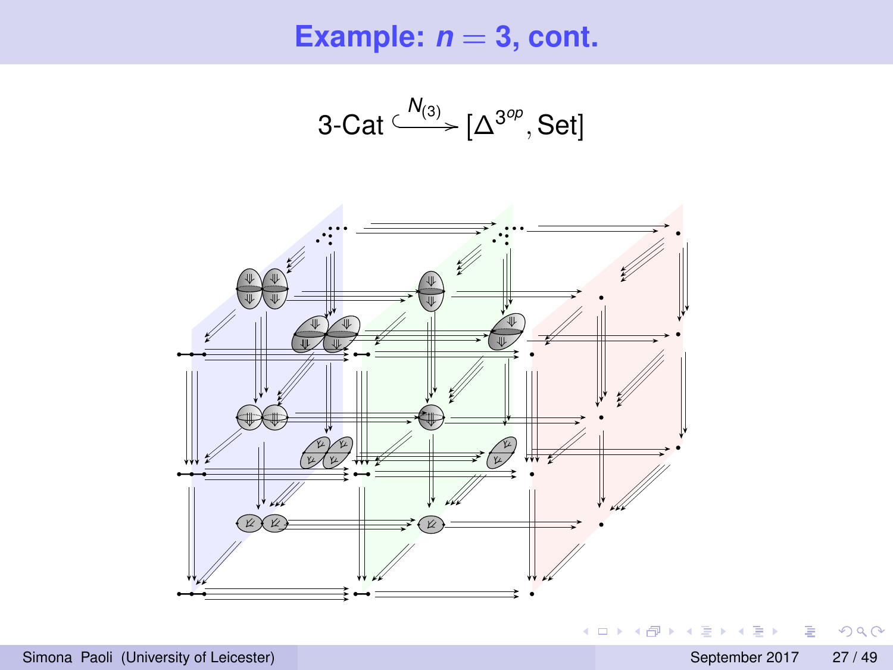# Example: $n = 3$, cont.

$$3\text{-Cat} \overset{N_{(3)}}{\hookrightarrow} [\Delta^{3^{op}}, \text{Set}]$$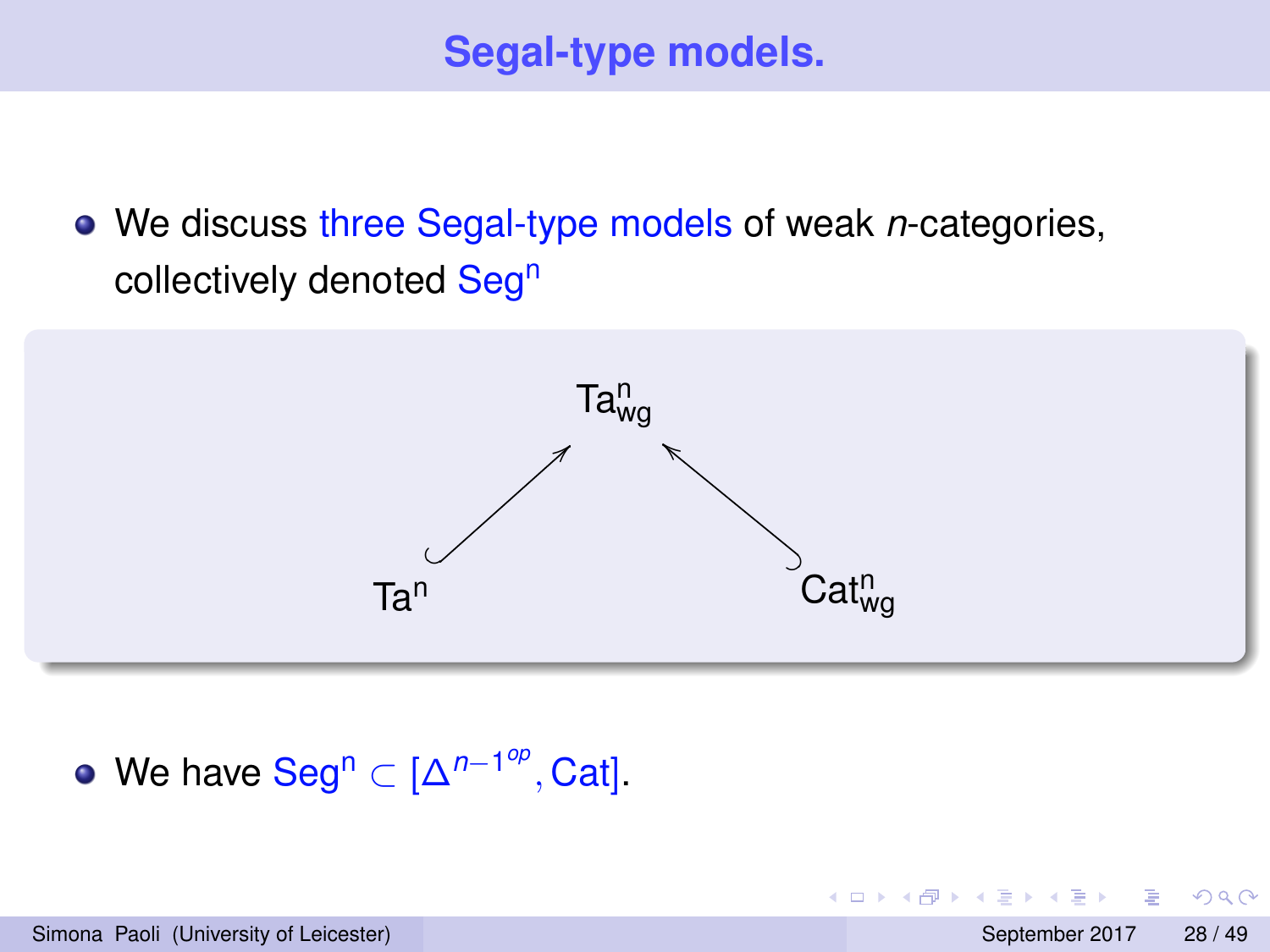# Segal-type models.

- We discuss three Segal-type models of weak $n$-categories, collectively denoted $\mathrm{Seg^n}$

$$\mathrm{Ta^n} \hookrightarrow \mathrm{Ta^n_{wg}} \hookleftarrow \mathrm{Cat^n_{wg}}$$

- We have $\mathrm{Seg^n} \subset [\Delta^{n-1^{op}}, \mathrm{Cat}]$.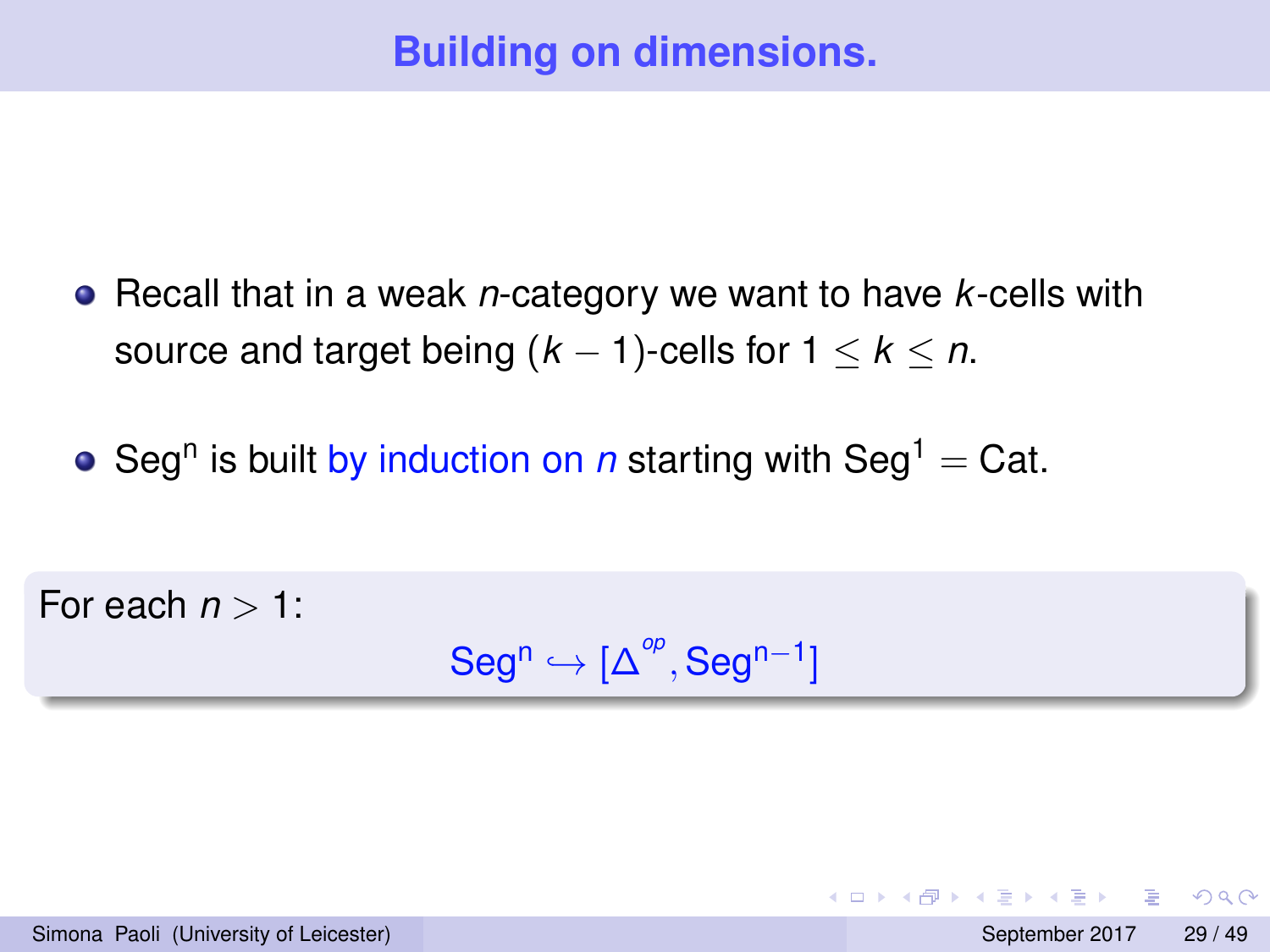# Building on dimensions.

- Recall that in a weak $n$-category we want to have $k$-cells with source and target being $(k-1)$-cells for $1 \leq k \leq n$.
- $\text{Seg}^{\text{n}}$ is built by induction on $n$ starting with $\text{Seg}^1 = \text{Cat}$.

For each $n > 1$:

$$\text{Seg}^{\text{n}} \hookrightarrow [\Delta^{op}, \text{Seg}^{\text{n}-1}]$$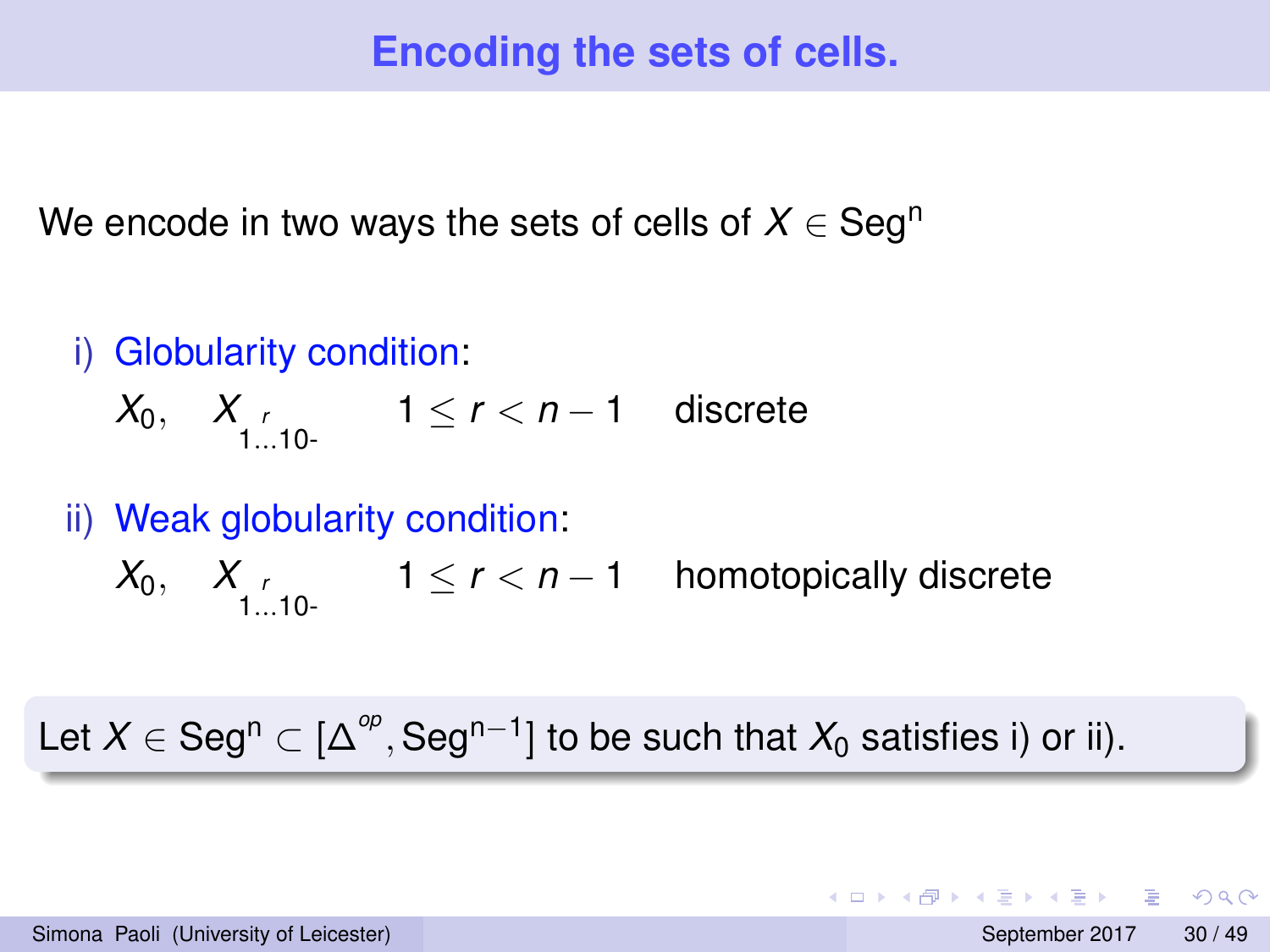# Encoding the sets of cells.

We encode in two ways the sets of cells of $X \in \text{Seg}^{\text{n}}$

i) Globularity condition:

$$X_0, \quad X_{\underset{1\ldots10\text{-}}{r}} \qquad 1 \leq r < n-1 \quad \text{discrete}$$

ii) Weak globularity condition:

$$X_0, \quad X_{\underset{1\ldots10\text{-}}{r}} \qquad 1 \leq r < n-1 \quad \text{homotopically discrete}$$

Let $X \in \text{Seg}^{\text{n}} \subset [\Delta^{op}, \text{Seg}^{\text{n}-1}]$ to be such that $X_0$ satisfies i) or ii).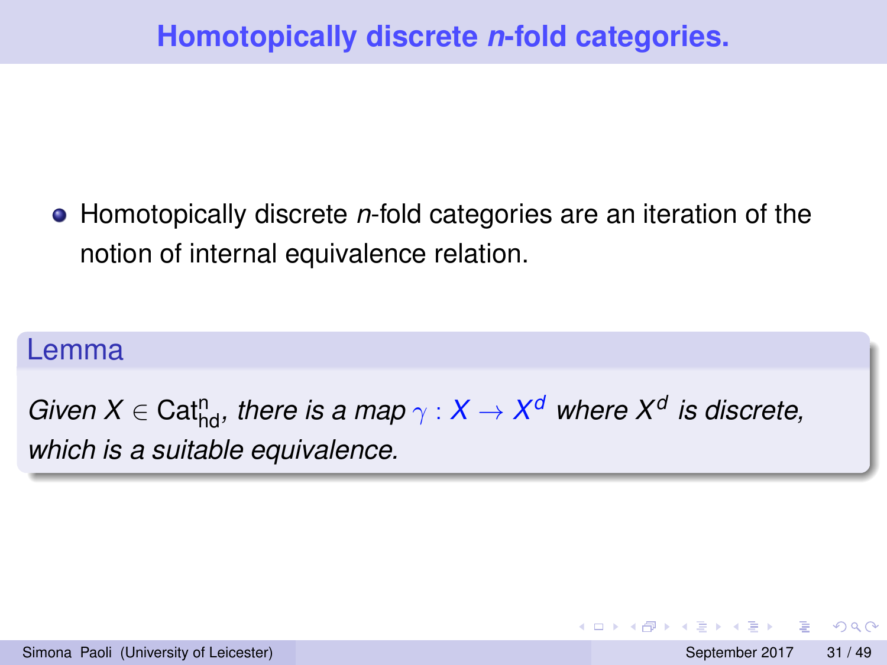# Homotopically discrete $n$-fold categories.

- Homotopically discrete $n$-fold categories are an iteration of the notion of internal equivalence relation.

**Lemma**

*Given $X \in \mathrm{Cat}^{n}_{\mathrm{hd}}$, there is a map $\gamma : X \to X^d$ where $X^d$ is discrete, which is a suitable equivalence.*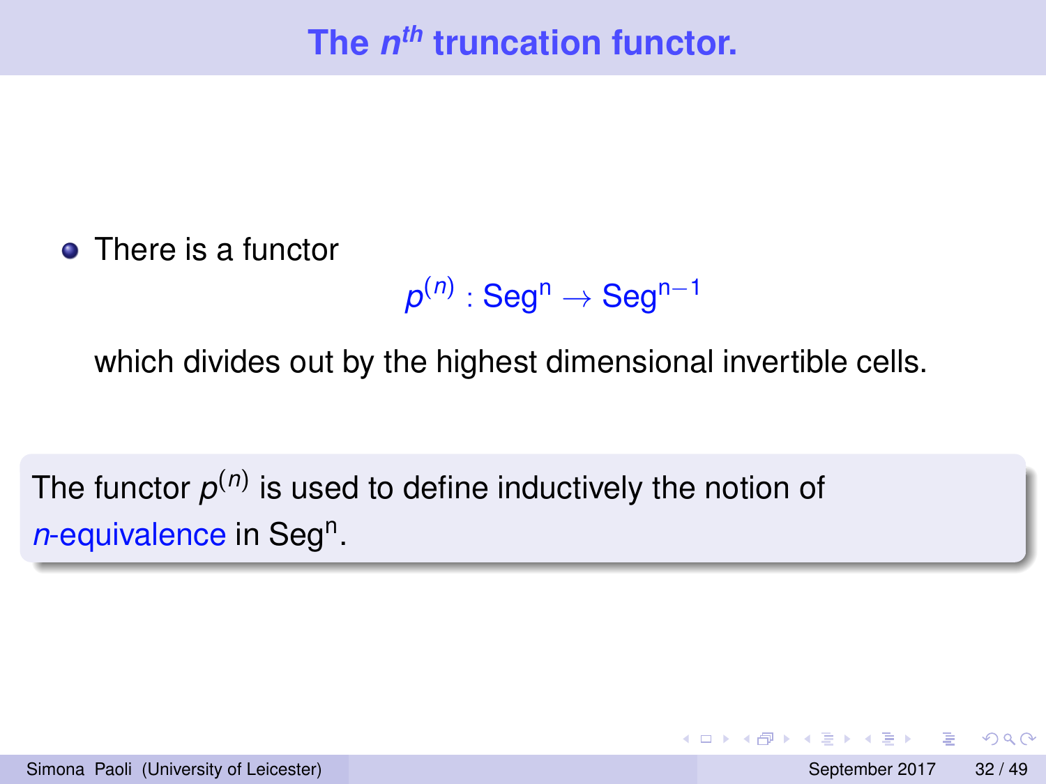# The $n^{th}$ truncation functor.

- There is a functor

$$p^{(n)} : \mathrm{Seg^n} \to \mathrm{Seg^{n-1}}$$

which divides out by the highest dimensional invertible cells.

The functor $p^{(n)}$ is used to define inductively the notion of *n*-equivalence in $\mathrm{Seg^n}$.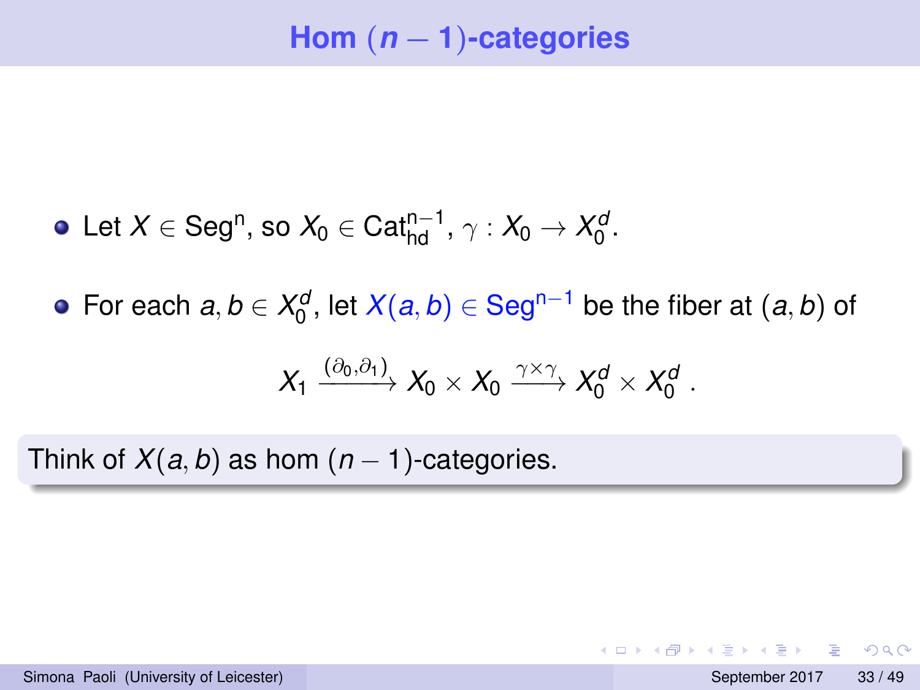# Hom $(n-1)$-categories

- Let $X \in \mathrm{Seg^n}$, so $X_0 \in \mathrm{Cat^{n-1}_{hd}}$, $\gamma : X_0 \to X_0^d$.
- For each $a, b \in X_0^d$, let $X(a,b) \in \mathrm{Seg^{n-1}}$ be the fiber at $(a,b)$ of

$$X_1 \xrightarrow{(\partial_0, \partial_1)} X_0 \times X_0 \xrightarrow{\gamma \times \gamma} X_0^d \times X_0^d \ .$$

Think of $X(a,b)$ as hom $(n-1)$-categories.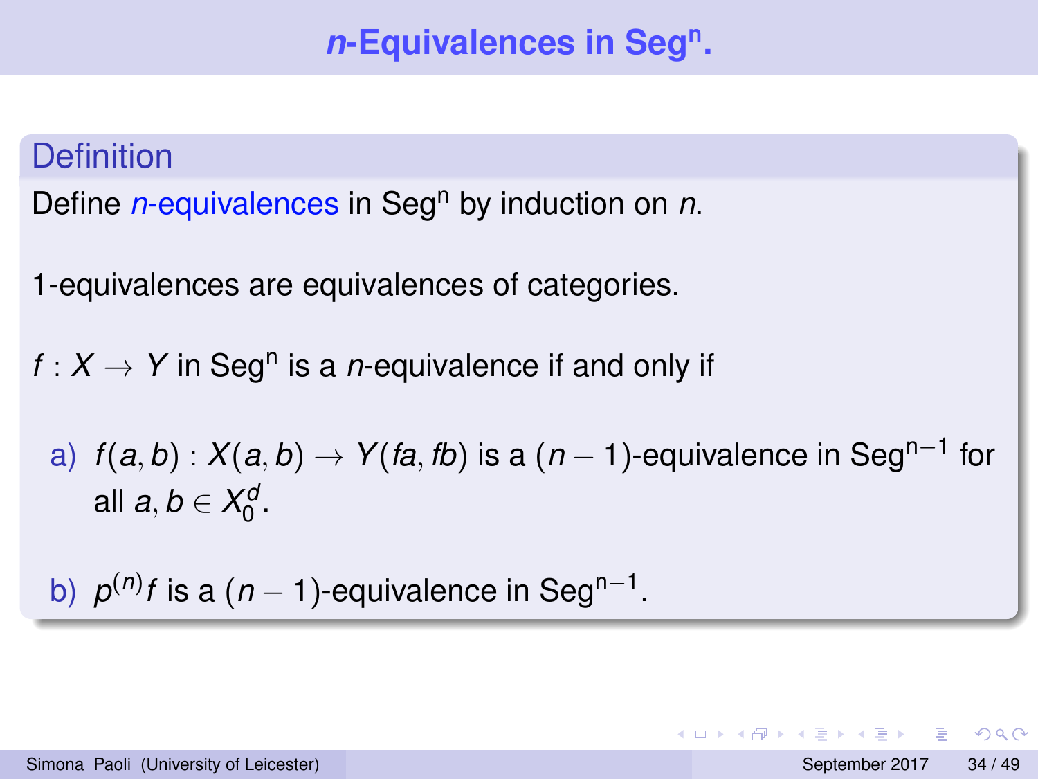# $n$-Equivalences in $\text{Seg}^{\text{n}}$.

### Definition

Define *$n$-equivalences* in $\text{Seg}^{\text{n}}$ by induction on $n$.

1-equivalences are equivalences of categories.

$f : X \to Y$ in $\text{Seg}^{\text{n}}$ is a $n$-equivalence if and only if

a) $f(a,b) : X(a,b) \to Y(fa, fb)$ is a $(n-1)$-equivalence in $\text{Seg}^{\text{n}-1}$ for all $a, b \in X_0^d$.

b) $p^{(n)} f$ is a $(n-1)$-equivalence in $\text{Seg}^{\text{n}-1}$.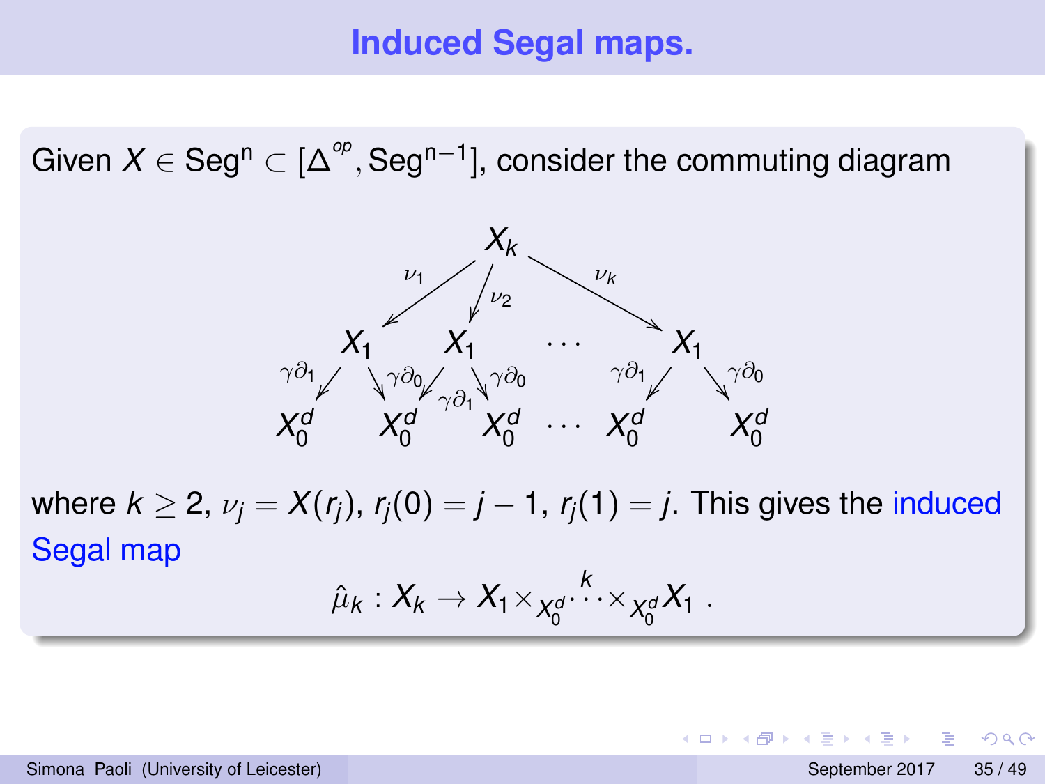# Induced Segal maps.

Given $X \in \mathrm{Seg^n} \subset [\Delta^{op}, \mathrm{Seg^{n-1}}]$, consider the commuting diagram

$$
\begin{array}{ccccccccc}
 & & & & X_k & & & & \\
 & & \swarrow^{\nu_1} & \swarrow^{\nu_2} & & & \searrow^{\nu_k} & & \\
 & X_1 & & X_1 & & \cdots & & X_1 & \\
 {\scriptstyle\gamma\partial_1}\swarrow & & \searrow{\scriptstyle\gamma\partial_0}\ {\scriptstyle\gamma\partial_1}\swarrow & & \searrow{\scriptstyle\gamma\partial_0} & & {\scriptstyle\gamma\partial_1}\swarrow & & \searrow{\scriptstyle\gamma\partial_0} \\
 X_0^d & & X_0^d & & X_0^d & \cdots & X_0^d & & X_0^d
\end{array}
$$

where $k \geq 2$, $\nu_j = X(r_j)$, $r_j(0) = j-1$, $r_j(1) = j$. This gives the induced Segal map

$$\hat{\mu}_k : X_k \to X_1 \times_{X_0^d} \overset{k}{\cdots} \times_{X_0^d} X_1 \ .$$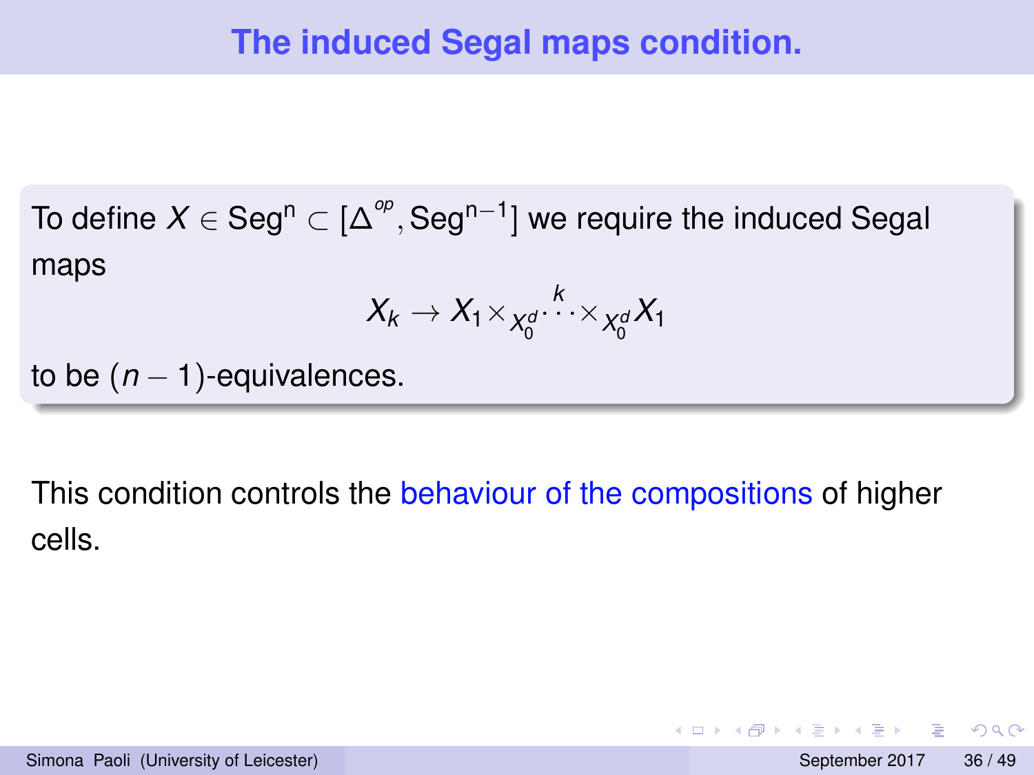# The induced Segal maps condition.

To define $X \in \mathrm{Seg}^n \subset [\Delta^{op}, \mathrm{Seg}^{n-1}]$ we require the induced Segal maps

$$X_k \to X_1 \times_{X_0^d} \overset{k}{\cdots} \times_{X_0^d} X_1$$

to be $(n-1)$-equivalences.

This condition controls the behaviour of the compositions of higher cells.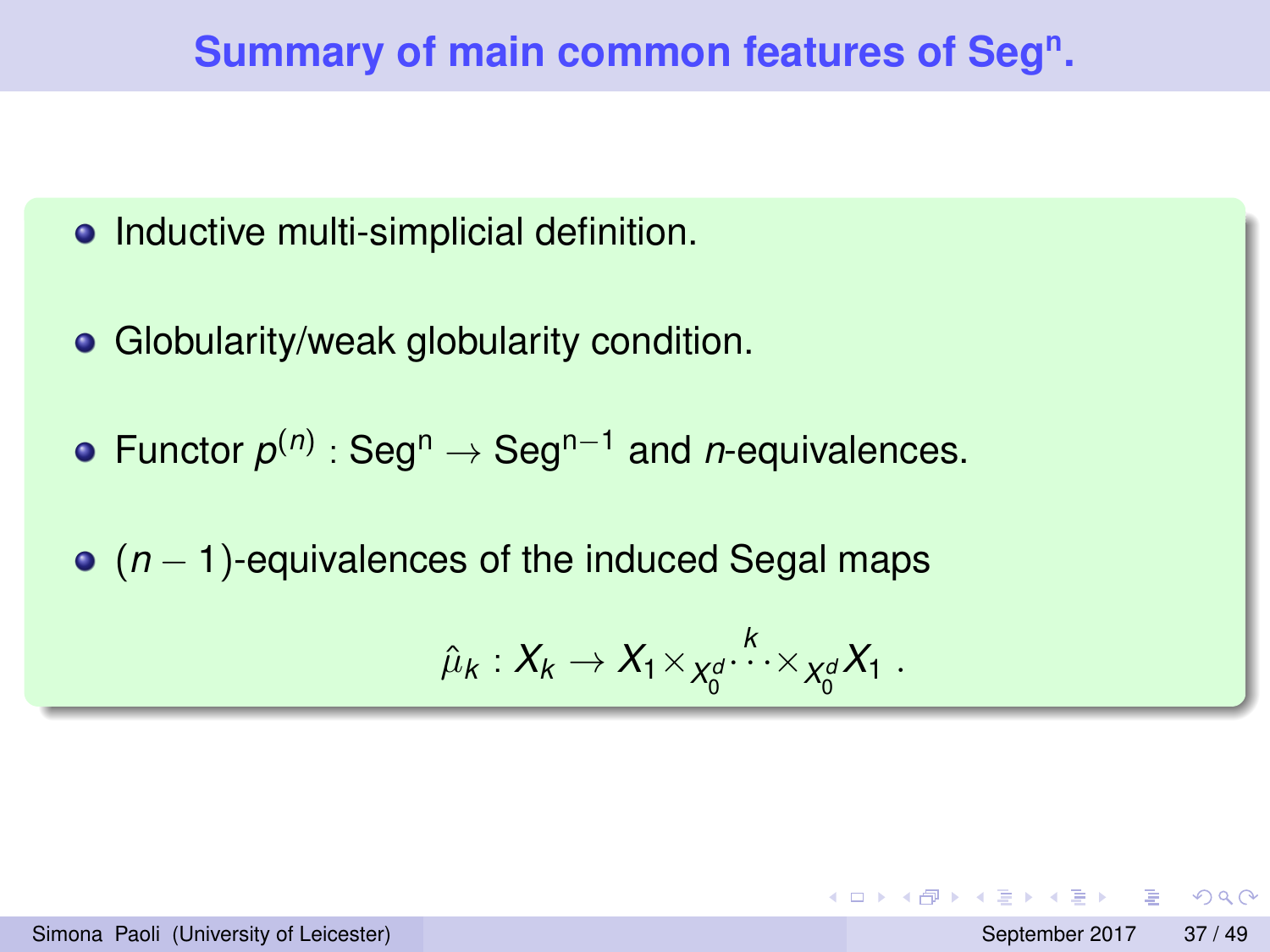# Summary of main common features of $\mathrm{Seg^n}$.

- Inductive multi-simplicial definition.
- Globularity/weak globularity condition.
- Functor $p^{(n)} : \mathrm{Seg^n} \to \mathrm{Seg^{n-1}}$ and $n$-equivalences.
- $(n-1)$-equivalences of the induced Segal maps

$$\hat{\mu}_k : X_k \to X_1 \times_{X_0^d} \overset{k}{\cdots} \times_{X_0^d} X_1 \ .$$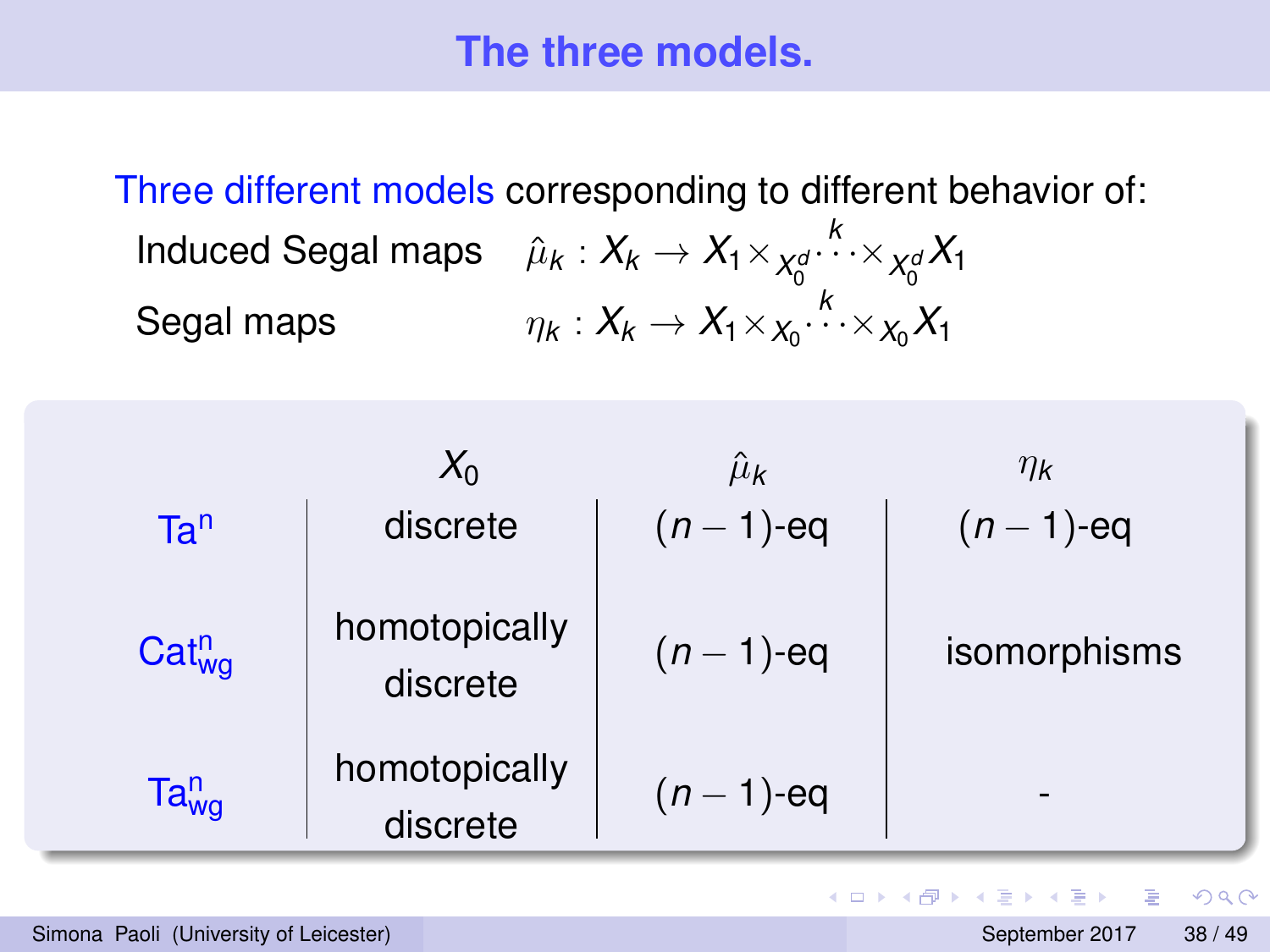# The three models.

Three different models corresponding to different behavior of:

Induced Segal maps $\hat{\mu}_k : X_k \to X_1 \times_{X_0^d} \overset{k}{\cdots} \times_{X_0^d} X_1$

Segal maps $\eta_k : X_k \to X_1 \times_{X_0} \overset{k}{\cdots} \times_{X_0} X_1$

| | $X_0$ | $\hat{\mu}_k$ | $\eta_k$ |
|---|---|---|---|
| $\mathsf{Ta}^n$ | discrete | $(n-1)$-eq | $(n-1)$-eq |
| $\mathsf{Cat}^n_{wg}$ | homotopically discrete | $(n-1)$-eq | isomorphisms |
| $\mathsf{Ta}^n_{wg}$ | homotopically discrete | $(n-1)$-eq | - |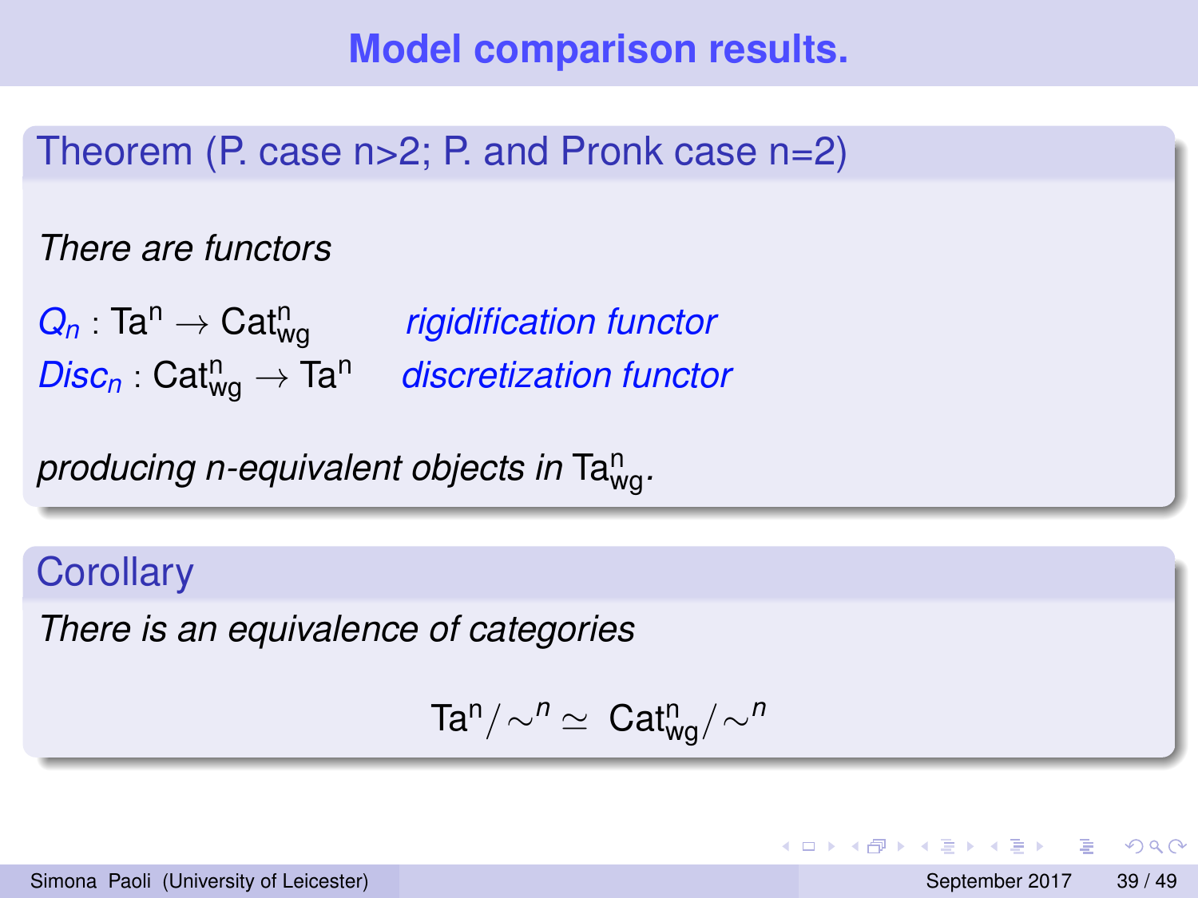# Model comparison results.

**Theorem (P. case n>2; P. and Pronk case n=2)**

*There are functors*

$Q_n : \mathsf{Ta}^{\mathsf{n}} \to \mathsf{Cat}^{\mathsf{n}}_{\mathsf{wg}}$ *rigidification functor*

$Disc_n : \mathsf{Cat}^{\mathsf{n}}_{\mathsf{wg}} \to \mathsf{Ta}^{\mathsf{n}}$ *discretization functor*

*producing n-equivalent objects in* $\mathsf{Ta}^{\mathsf{n}}_{\mathsf{wg}}$.

**Corollary**

*There is an equivalence of categories*

$$\mathsf{Ta}^{\mathsf{n}}/\sim^n \simeq \mathsf{Cat}^{\mathsf{n}}_{\mathsf{wg}}/\sim^n$$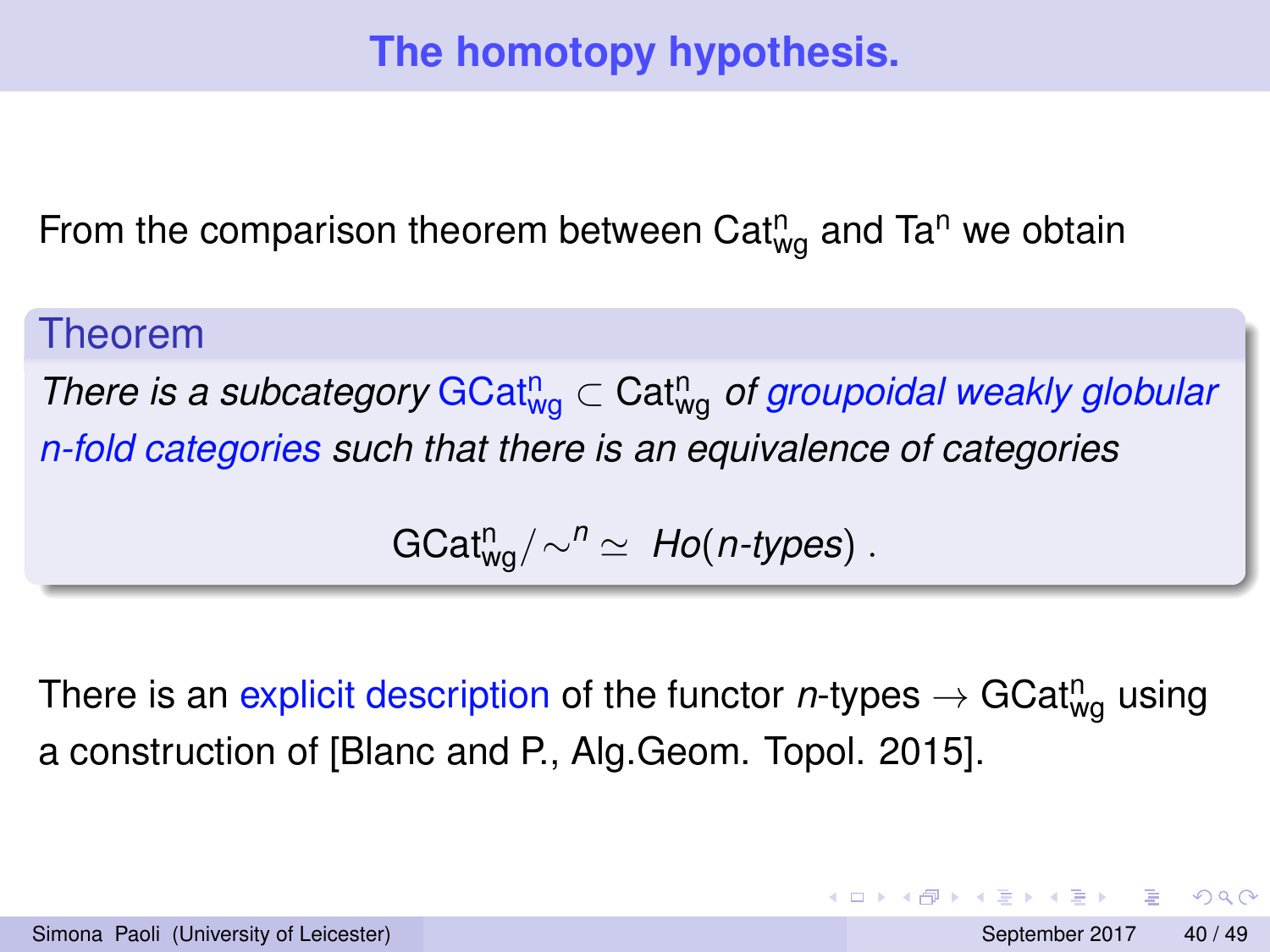# The homotopy hypothesis.

From the comparison theorem between $\mathsf{Cat}^n_{\mathsf{wg}}$ and $\mathsf{Ta}^n$ we obtain

**Theorem**

*There is a subcategory $\mathsf{GCat}^n_{\mathsf{wg}} \subset \mathsf{Cat}^n_{\mathsf{wg}}$ of groupoidal weakly globular n-fold categories such that there is an equivalence of categories*

$$\mathsf{GCat}^n_{\mathsf{wg}}/\sim^n \simeq \; Ho(n\text{-types}) \; .$$

There is an explicit description of the functor $n$-types $\rightarrow \mathsf{GCat}^n_{\mathsf{wg}}$ using a construction of [Blanc and P., Alg.Geom. Topol. 2015].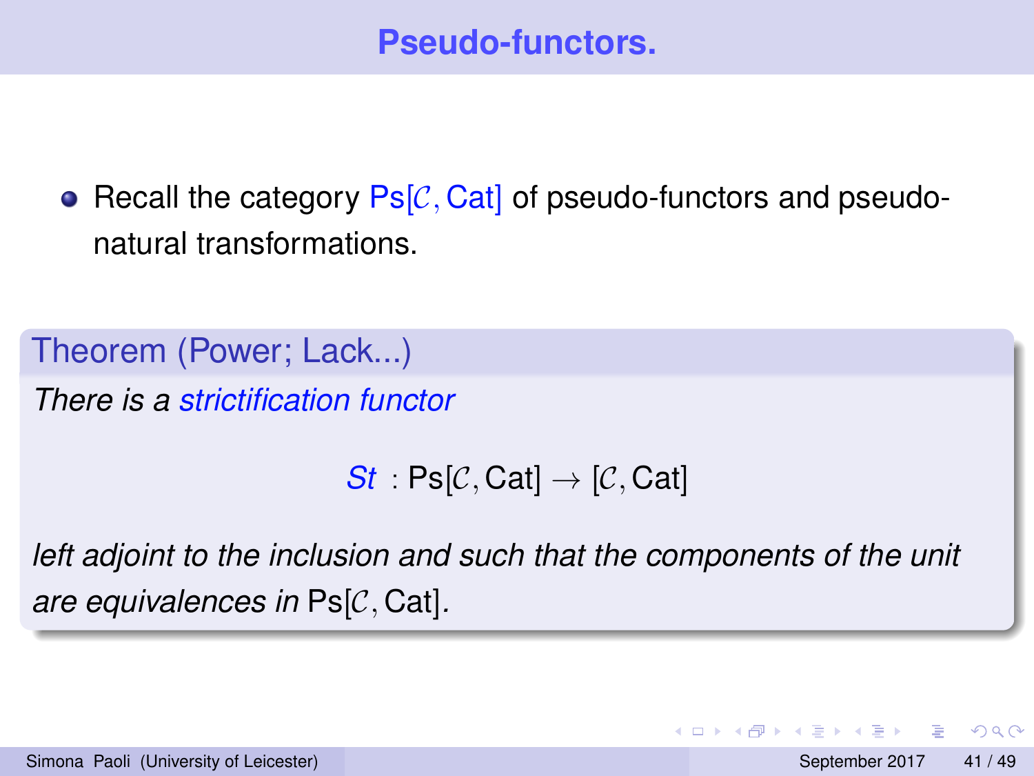# Pseudo-functors.

- Recall the category $\mathrm{Ps}[\mathcal{C}, \mathrm{Cat}]$ of pseudo-functors and pseudo-natural transformations.

**Theorem (Power; Lack...)**

*There is a strictification functor*

$$St : \mathrm{Ps}[\mathcal{C}, \mathrm{Cat}] \to [\mathcal{C}, \mathrm{Cat}]$$

*left adjoint to the inclusion and such that the components of the unit are equivalences in* $\mathrm{Ps}[\mathcal{C}, \mathrm{Cat}]$*.*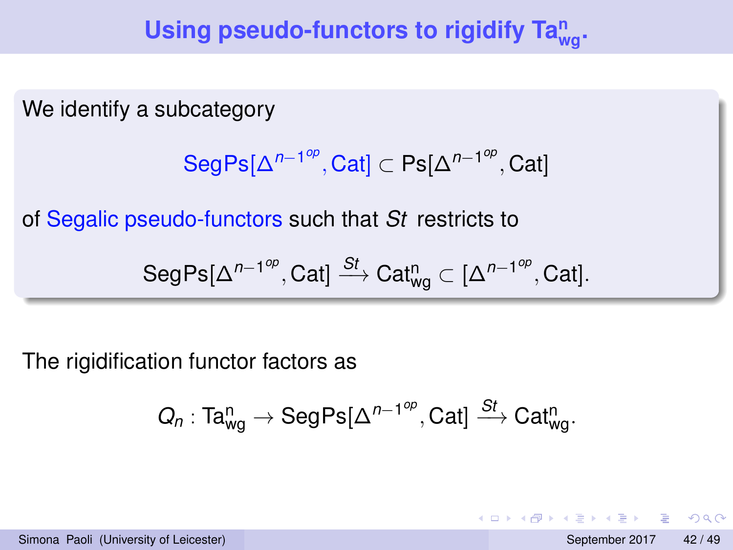## Using pseudo-functors to rigidify $\mathsf{Ta}^{\mathsf{n}}_{\mathsf{wg}}$.

We identify a subcategory

$$\mathsf{SegPs}[\Delta^{n-1^{op}}, \mathsf{Cat}] \subset \mathsf{Ps}[\Delta^{n-1^{op}}, \mathsf{Cat}]$$

of Segalic pseudo-functors such that $St$ restricts to

$$\mathsf{SegPs}[\Delta^{n-1^{op}}, \mathsf{Cat}] \xrightarrow{St} \mathsf{Cat}^{\mathsf{n}}_{\mathsf{wg}} \subset [\Delta^{n-1^{op}}, \mathsf{Cat}].$$

The rigidification functor factors as

$$Q_n : \mathsf{Ta}^{\mathsf{n}}_{\mathsf{wg}} \rightarrow \mathsf{SegPs}[\Delta^{n-1^{op}}, \mathsf{Cat}] \xrightarrow{St} \mathsf{Cat}^{\mathsf{n}}_{\mathsf{wg}}.$$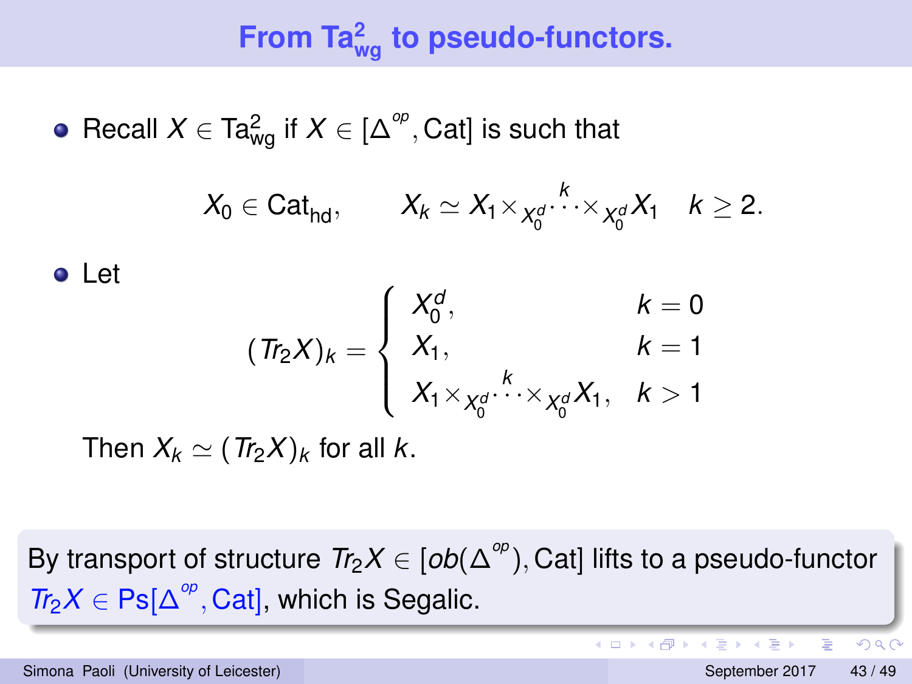# From $\mathrm{Ta}^2_{\mathrm{wg}}$ to pseudo-functors.

- Recall $X \in \mathrm{Ta}^2_{\mathrm{wg}}$ if $X \in [\Delta^{op}, \mathrm{Cat}]$ is such that

$$X_0 \in \mathrm{Cat}_{\mathrm{hd}}, \qquad X_k \simeq X_1 \times_{X_0^d} \overset{k}{\cdots} \times_{X_0^d} X_1 \quad k \geq 2.$$

- Let

$$(Tr_2 X)_k = \begin{cases} X_0^d, & k = 0 \\ X_1, & k = 1 \\ X_1 \times_{X_0^d} \overset{k}{\cdots} \times_{X_0^d} X_1, & k > 1 \end{cases}$$

  Then $X_k \simeq (Tr_2 X)_k$ for all $k$.

By transport of structure $Tr_2 X \in [ob(\Delta^{op}), \mathrm{Cat}]$ lifts to a pseudo-functor $Tr_2 X \in \mathrm{Ps}[\Delta^{op}, \mathrm{Cat}]$, which is Segalic.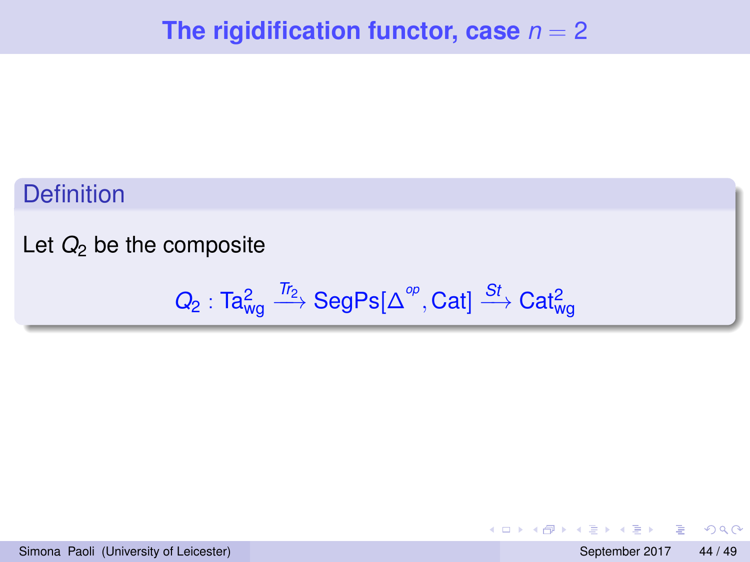# The rigidification functor, case $n = 2$

## Definition

Let $Q_2$ be the composite

$$Q_2 : \mathrm{Ta}^2_{\mathrm{wg}} \xrightarrow{Tr_2} \mathrm{SegPs}[\Delta^{op}, \mathrm{Cat}] \xrightarrow{St} \mathrm{Cat}^2_{\mathrm{wg}}$$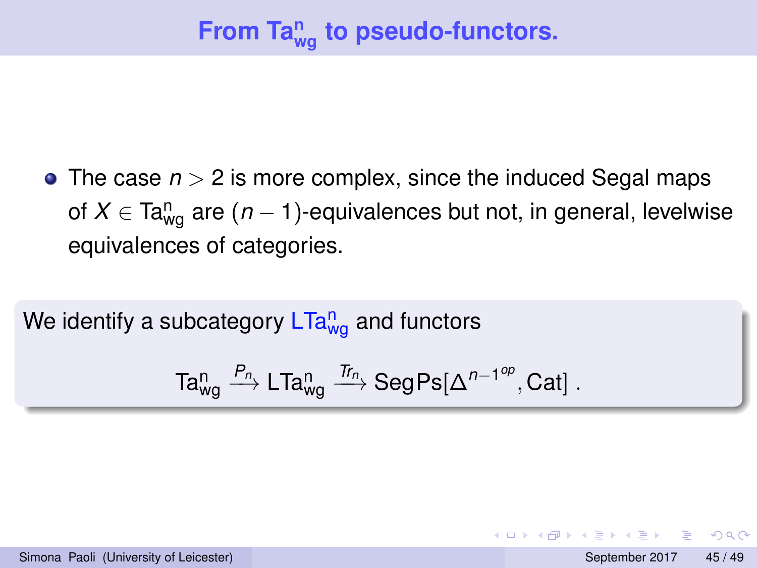# From $\mathrm{Ta}^{\mathrm{n}}_{\mathrm{wg}}$ to pseudo-functors.

- The case $n > 2$ is more complex, since the induced Segal maps of $X \in \mathrm{Ta}^{\mathrm{n}}_{\mathrm{wg}}$ are $(n-1)$-equivalences but not, in general, levelwise equivalences of categories.

We identify a subcategory $\mathrm{LTa}^{\mathrm{n}}_{\mathrm{wg}}$ and functors

$$\mathrm{Ta}^{\mathrm{n}}_{\mathrm{wg}} \xrightarrow{P_n} \mathrm{LTa}^{\mathrm{n}}_{\mathrm{wg}} \xrightarrow{Tr_n} \mathrm{Seg}\,\mathrm{Ps}[\Delta^{n-1^{op}}, \mathrm{Cat}] \; .$$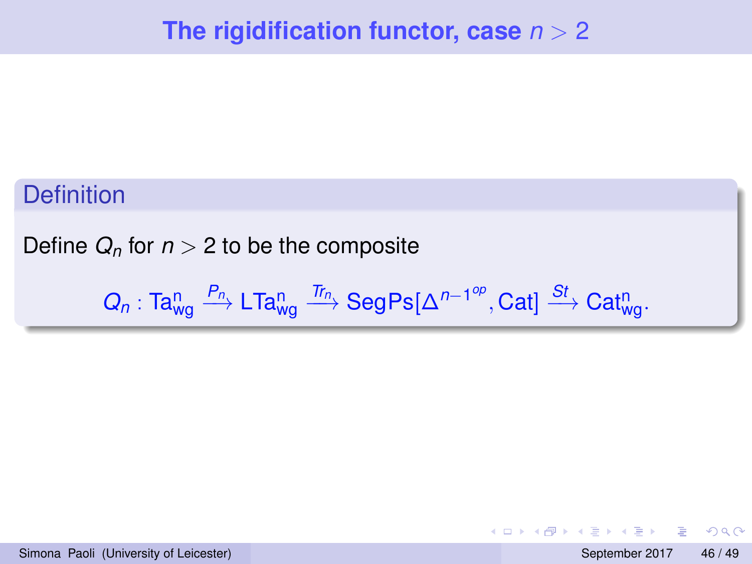# The rigidification functor, case $n > 2$

**Definition**

Define $Q_n$ for $n > 2$ to be the composite

$$Q_n : \mathrm{Ta}^{\mathrm{n}}_{\mathrm{wg}} \xrightarrow{P_n} \mathrm{LTa}^{\mathrm{n}}_{\mathrm{wg}} \xrightarrow{Tr_n} \mathrm{SegPs}[\Delta^{n-1^{op}}, \mathrm{Cat}] \xrightarrow{St} \mathrm{Cat}^{\mathrm{n}}_{\mathrm{wg}}.$$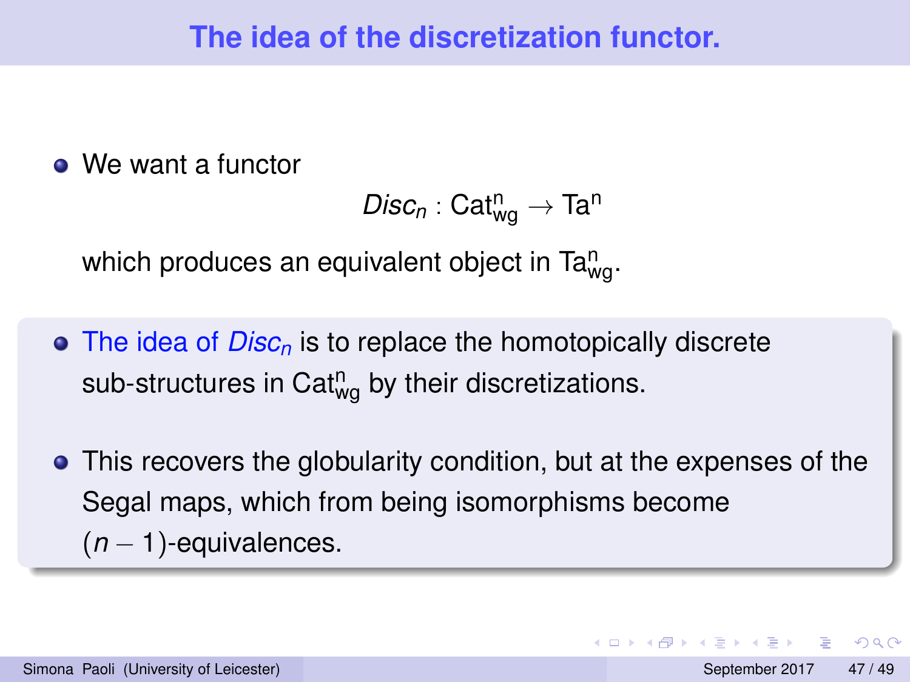# The idea of the discretization functor.

- We want a functor

$$Disc_n : \mathrm{Cat}^{n}_{\mathrm{wg}} \to \mathrm{Ta}^{n}$$

  which produces an equivalent object in $\mathrm{Ta}^{n}_{\mathrm{wg}}$.

- The idea of $Disc_n$ is to replace the homotopically discrete sub-structures in $\mathrm{Cat}^{n}_{\mathrm{wg}}$ by their discretizations.

- This recovers the globularity condition, but at the expenses of the Segal maps, which from being isomorphisms become $(n-1)$-equivalences.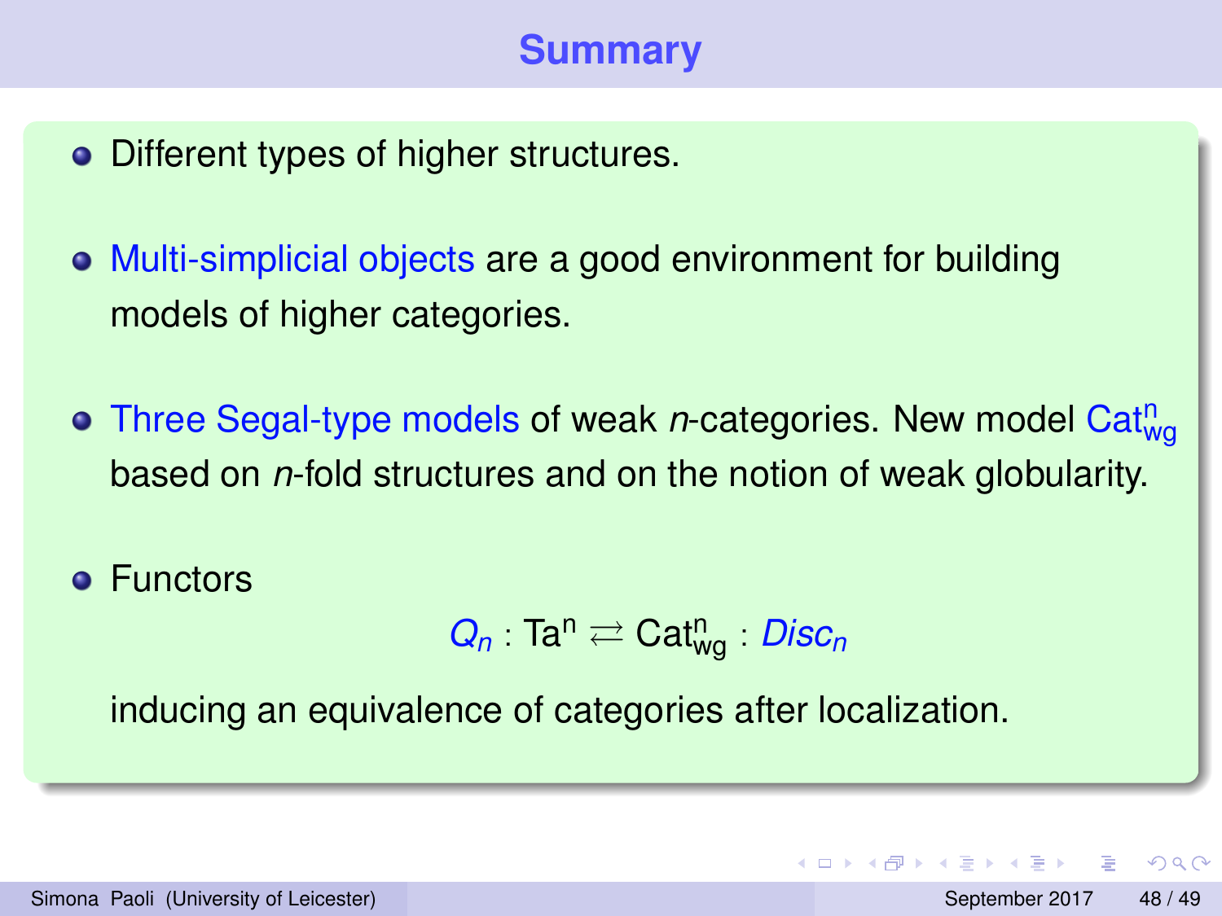# Summary

- Different types of higher structures.
- Multi-simplicial objects are a good environment for building models of higher categories.
- Three Segal-type models of weak $n$-categories. New model $\mathrm{Cat}^{\mathrm{n}}_{\mathrm{wg}}$ based on $n$-fold structures and on the notion of weak globularity.
- Functors

  $$Q_n : \mathrm{Ta}^{\mathrm{n}} \rightleftarrows \mathrm{Cat}^{\mathrm{n}}_{\mathrm{wg}} : Disc_n$$

  inducing an equivalence of categories after localization.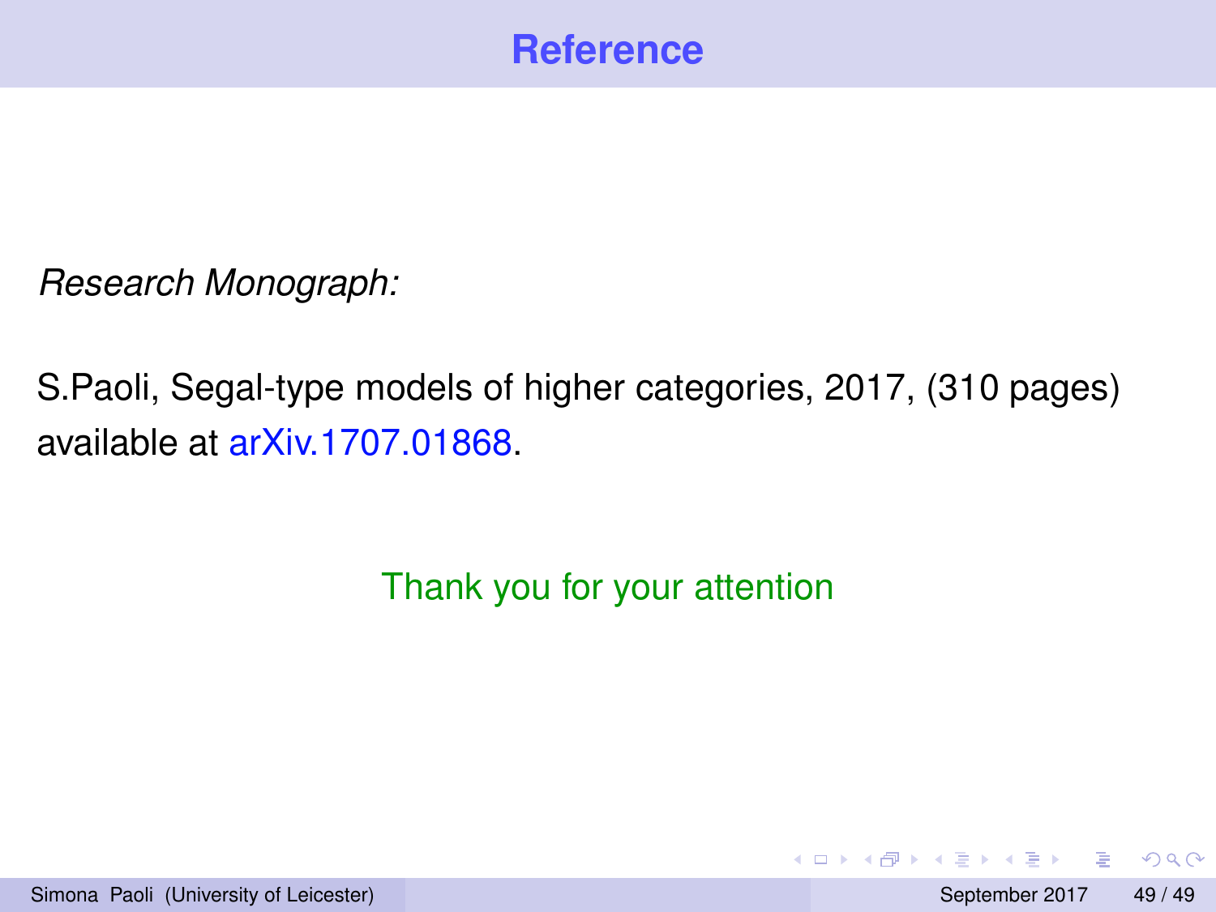# Reference

*Research Monograph:*

S.Paoli, Segal-type models of higher categories, 2017, (310 pages) available at arXiv.1707.01868.

Thank you for your attention